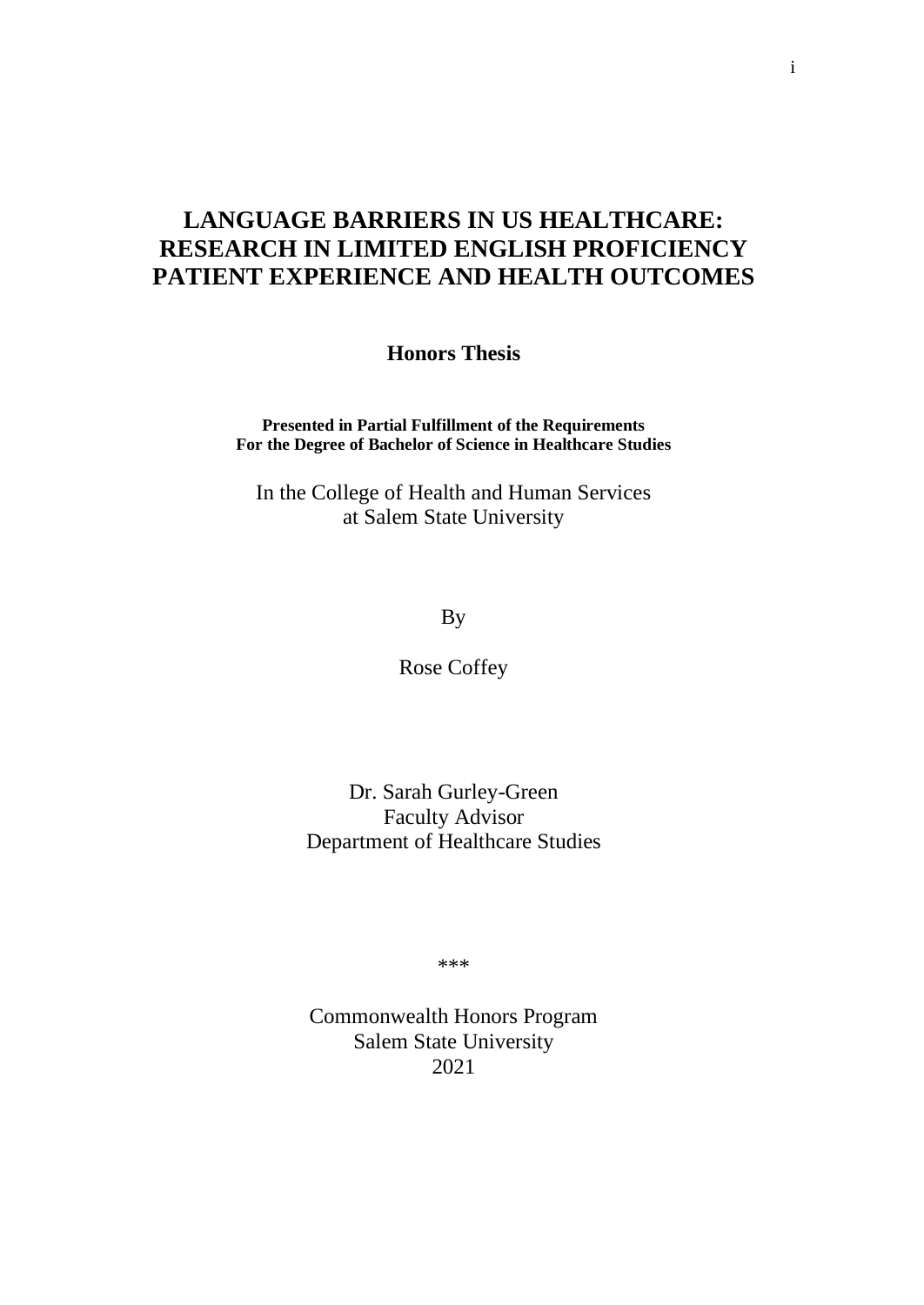# LANGUAGE BARRIERS IN US HEALTHCARE: RESEARCH IN LIMITED ENGLISH PROFICIENCY PATIENT EXPERIENCE AND HEALTH OUTCOMES

**Honors Thesis**

**Presented in Partial Fulfillment of the Requirements**
**For the Degree of Bachelor of Science in Healthcare Studies**

In the College of Health and Human Services
at Salem State University

By

Rose Coffey

Dr. Sarah Gurley-Green
Faculty Advisor
Department of Healthcare Studies

***

Commonwealth Honors Program
Salem State University
2021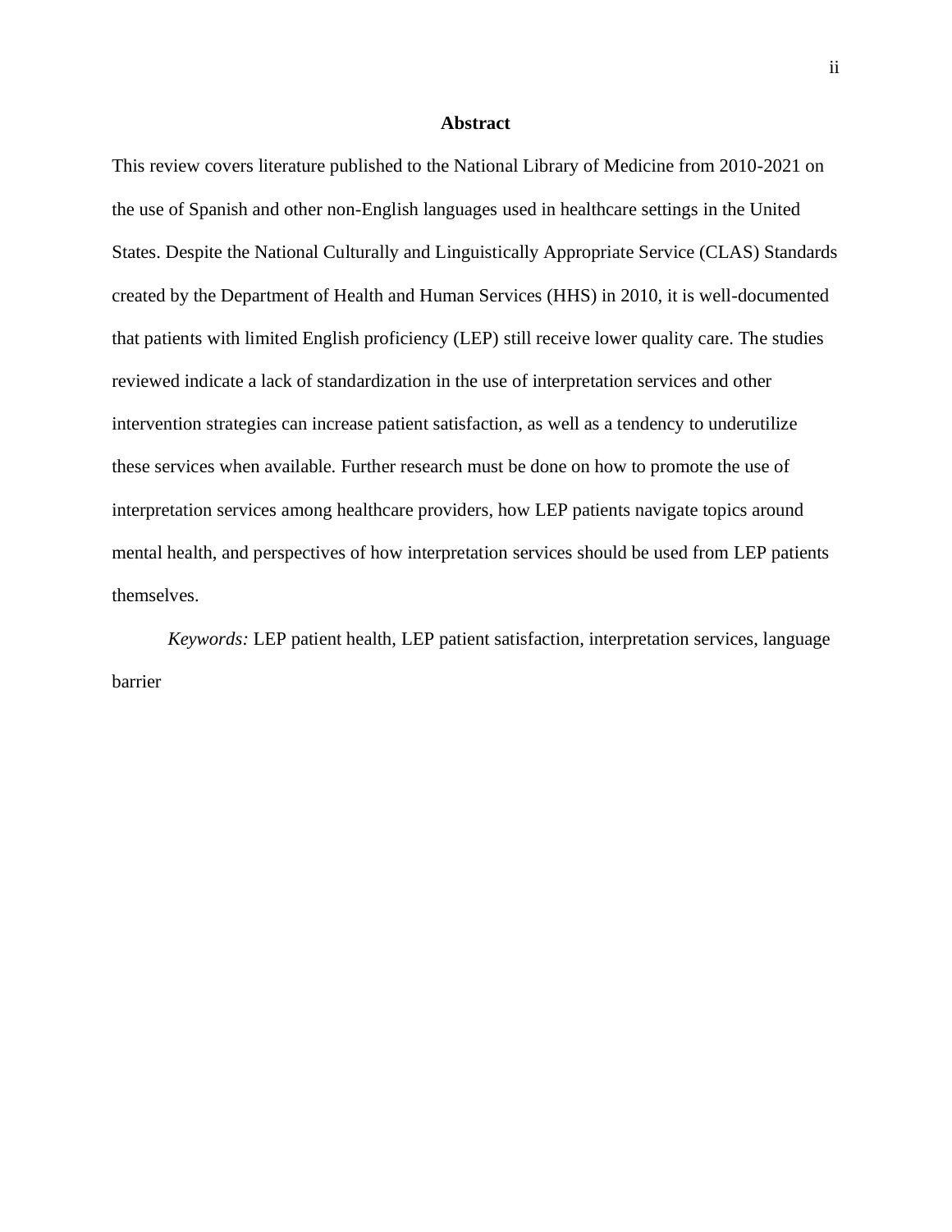## Abstract

This review covers literature published to the National Library of Medicine from 2010-2021 on the use of Spanish and other non-English languages used in healthcare settings in the United States. Despite the National Culturally and Linguistically Appropriate Service (CLAS) Standards created by the Department of Health and Human Services (HHS) in 2010, it is well-documented that patients with limited English proficiency (LEP) still receive lower quality care. The studies reviewed indicate a lack of standardization in the use of interpretation services and other intervention strategies can increase patient satisfaction, as well as a tendency to underutilize these services when available. Further research must be done on how to promote the use of interpretation services among healthcare providers, how LEP patients navigate topics around mental health, and perspectives of how interpretation services should be used from LEP patients themselves.

*Keywords:* LEP patient health, LEP patient satisfaction, interpretation services, language barrier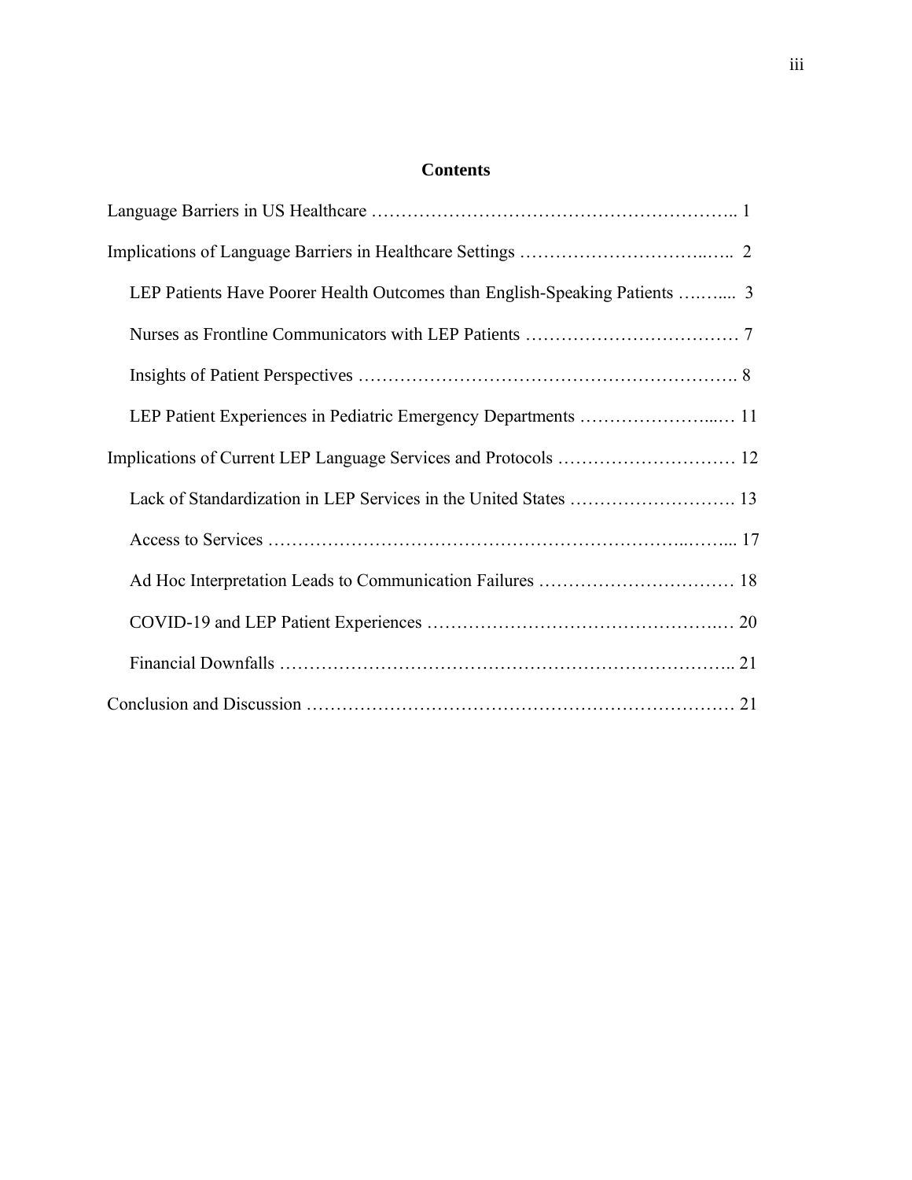## Contents

Language Barriers in US Healthcare .......................................................... 1

Implications of Language Barriers in Healthcare Settings ................................ 2

- LEP Patients Have Poorer Health Outcomes than English-Speaking Patients .......... 3
- Nurses as Frontline Communicators with LEP Patients .................................. 7
- Insights of Patient Perspectives ........................................................ 8
- LEP Patient Experiences in Pediatric Emergency Departments ........................ 11

Implications of Current LEP Language Services and Protocols ........................... 12

- Lack of Standardization in LEP Services in the United States ........................ 13
- Access to Services ..................................................................... 17
- Ad Hoc Interpretation Leads to Communication Failures ............................... 18
- COVID-19 and LEP Patient Experiences .................................................. 20
- Financial Downfalls ..................................................................... 21

Conclusion and Discussion ................................................................. 21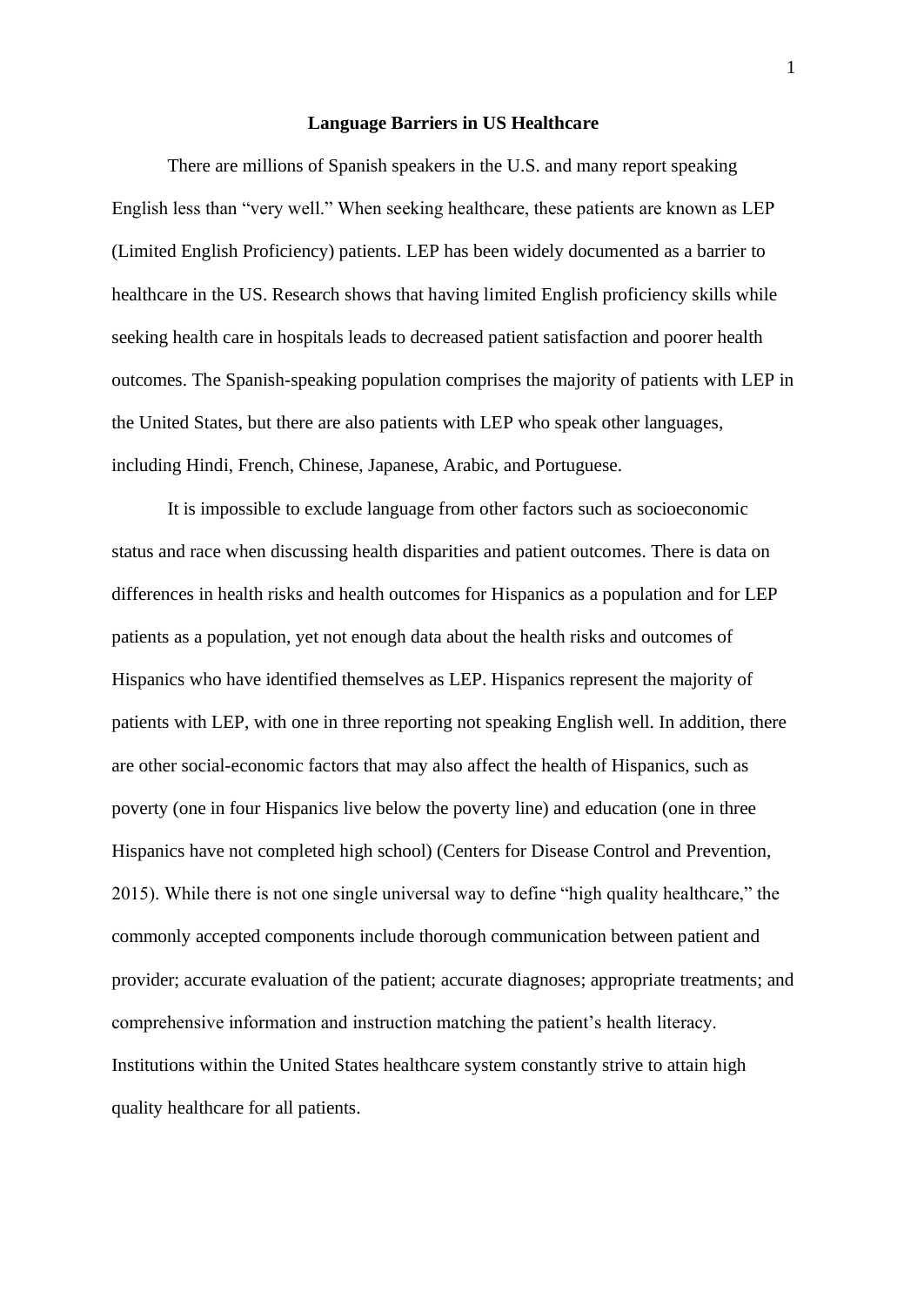# **Language Barriers in US Healthcare**

There are millions of Spanish speakers in the U.S. and many report speaking English less than "very well." When seeking healthcare, these patients are known as LEP (Limited English Proficiency) patients. LEP has been widely documented as a barrier to healthcare in the US. Research shows that having limited English proficiency skills while seeking health care in hospitals leads to decreased patient satisfaction and poorer health outcomes. The Spanish-speaking population comprises the majority of patients with LEP in the United States, but there are also patients with LEP who speak other languages, including Hindi, French, Chinese, Japanese, Arabic, and Portuguese.

It is impossible to exclude language from other factors such as socioeconomic status and race when discussing health disparities and patient outcomes. There is data on differences in health risks and health outcomes for Hispanics as a population and for LEP patients as a population, yet not enough data about the health risks and outcomes of Hispanics who have identified themselves as LEP. Hispanics represent the majority of patients with LEP, with one in three reporting not speaking English well. In addition, there are other social-economic factors that may also affect the health of Hispanics, such as poverty (one in four Hispanics live below the poverty line) and education (one in three Hispanics have not completed high school) (Centers for Disease Control and Prevention, 2015). While there is not one single universal way to define "high quality healthcare," the commonly accepted components include thorough communication between patient and provider; accurate evaluation of the patient; accurate diagnoses; appropriate treatments; and comprehensive information and instruction matching the patient's health literacy. Institutions within the United States healthcare system constantly strive to attain high quality healthcare for all patients.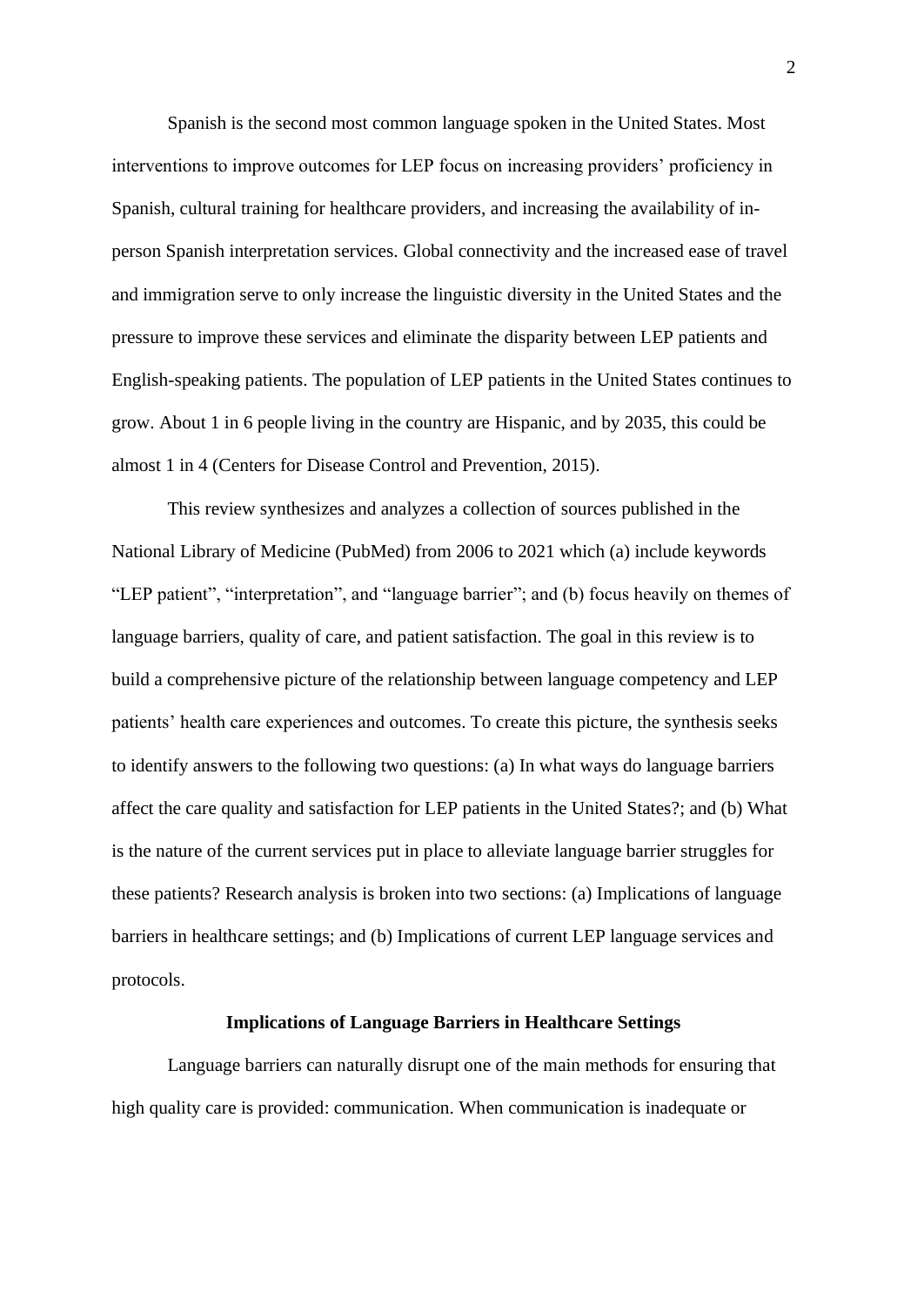Spanish is the second most common language spoken in the United States. Most interventions to improve outcomes for LEP focus on increasing providers' proficiency in Spanish, cultural training for healthcare providers, and increasing the availability of in-person Spanish interpretation services. Global connectivity and the increased ease of travel and immigration serve to only increase the linguistic diversity in the United States and the pressure to improve these services and eliminate the disparity between LEP patients and English-speaking patients. The population of LEP patients in the United States continues to grow. About 1 in 6 people living in the country are Hispanic, and by 2035, this could be almost 1 in 4 (Centers for Disease Control and Prevention, 2015).

This review synthesizes and analyzes a collection of sources published in the National Library of Medicine (PubMed) from 2006 to 2021 which (a) include keywords "LEP patient", "interpretation", and "language barrier"; and (b) focus heavily on themes of language barriers, quality of care, and patient satisfaction. The goal in this review is to build a comprehensive picture of the relationship between language competency and LEP patients' health care experiences and outcomes. To create this picture, the synthesis seeks to identify answers to the following two questions: (a) In what ways do language barriers affect the care quality and satisfaction for LEP patients in the United States?; and (b) What is the nature of the current services put in place to alleviate language barrier struggles for these patients? Research analysis is broken into two sections: (a) Implications of language barriers in healthcare settings; and (b) Implications of current LEP language services and protocols.

## Implications of Language Barriers in Healthcare Settings

Language barriers can naturally disrupt one of the main methods for ensuring that high quality care is provided: communication. When communication is inadequate or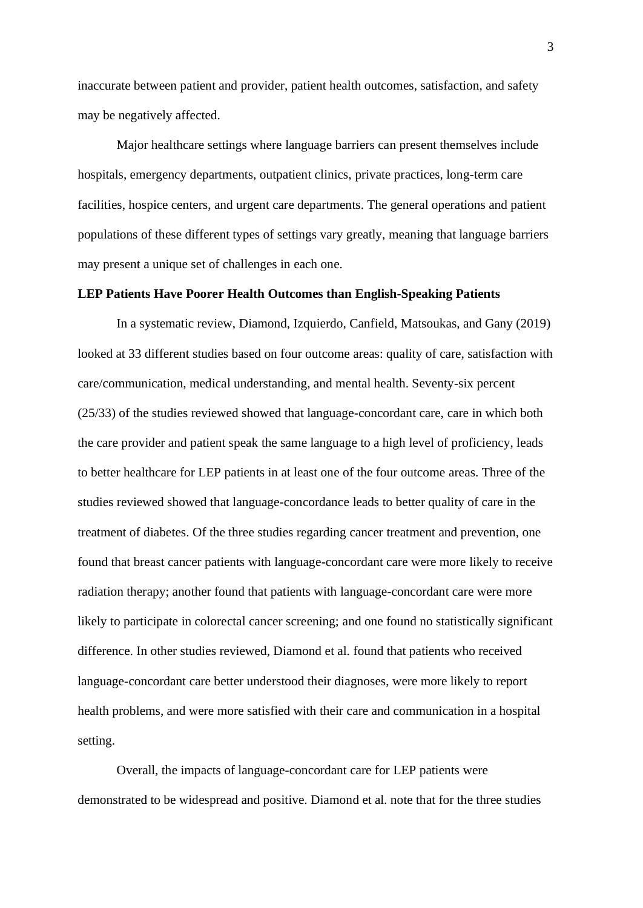inaccurate between patient and provider, patient health outcomes, satisfaction, and safety may be negatively affected.

Major healthcare settings where language barriers can present themselves include hospitals, emergency departments, outpatient clinics, private practices, long-term care facilities, hospice centers, and urgent care departments. The general operations and patient populations of these different types of settings vary greatly, meaning that language barriers may present a unique set of challenges in each one.

**LEP Patients Have Poorer Health Outcomes than English-Speaking Patients**

In a systematic review, Diamond, Izquierdo, Canfield, Matsoukas, and Gany (2019) looked at 33 different studies based on four outcome areas: quality of care, satisfaction with care/communication, medical understanding, and mental health. Seventy-six percent (25/33) of the studies reviewed showed that language-concordant care, care in which both the care provider and patient speak the same language to a high level of proficiency, leads to better healthcare for LEP patients in at least one of the four outcome areas. Three of the studies reviewed showed that language-concordance leads to better quality of care in the treatment of diabetes. Of the three studies regarding cancer treatment and prevention, one found that breast cancer patients with language-concordant care were more likely to receive radiation therapy; another found that patients with language-concordant care were more likely to participate in colorectal cancer screening; and one found no statistically significant difference. In other studies reviewed, Diamond et al. found that patients who received language-concordant care better understood their diagnoses, were more likely to report health problems, and were more satisfied with their care and communication in a hospital setting.

Overall, the impacts of language-concordant care for LEP patients were demonstrated to be widespread and positive. Diamond et al. note that for the three studies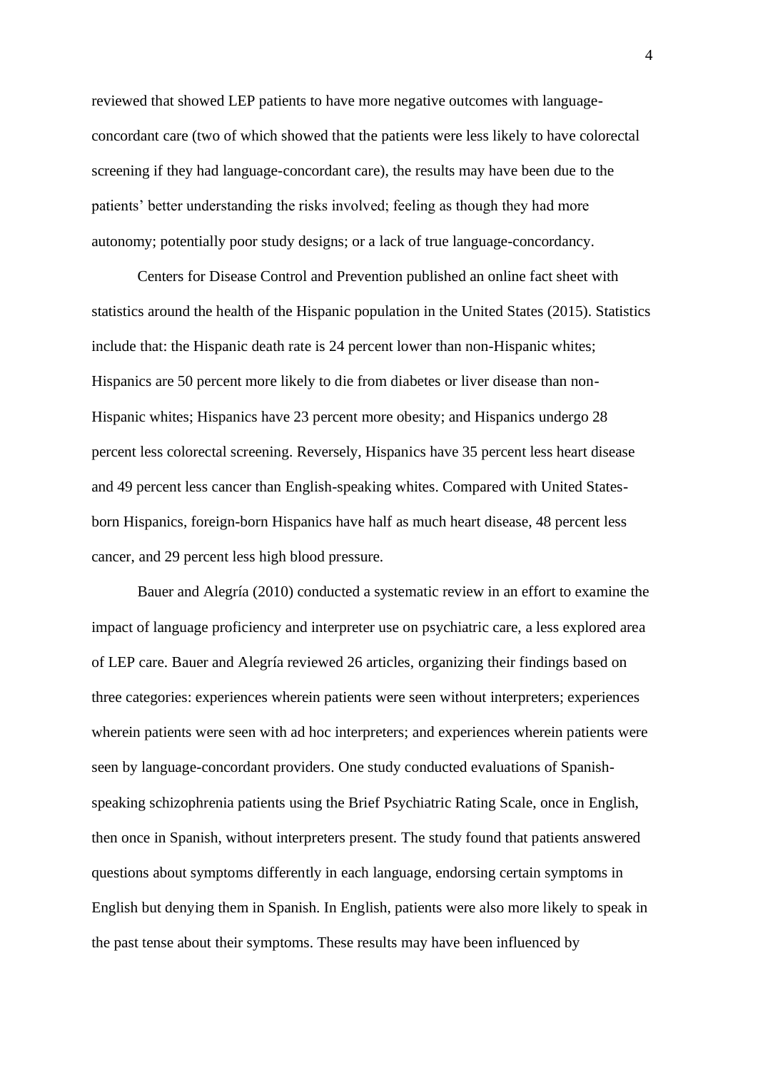reviewed that showed LEP patients to have more negative outcomes with language-concordant care (two of which showed that the patients were less likely to have colorectal screening if they had language-concordant care), the results may have been due to the patients' better understanding the risks involved; feeling as though they had more autonomy; potentially poor study designs; or a lack of true language-concordancy.

Centers for Disease Control and Prevention published an online fact sheet with statistics around the health of the Hispanic population in the United States (2015). Statistics include that: the Hispanic death rate is 24 percent lower than non-Hispanic whites; Hispanics are 50 percent more likely to die from diabetes or liver disease than non-Hispanic whites; Hispanics have 23 percent more obesity; and Hispanics undergo 28 percent less colorectal screening. Reversely, Hispanics have 35 percent less heart disease and 49 percent less cancer than English-speaking whites. Compared with United States-born Hispanics, foreign-born Hispanics have half as much heart disease, 48 percent less cancer, and 29 percent less high blood pressure.

Bauer and Alegría (2010) conducted a systematic review in an effort to examine the impact of language proficiency and interpreter use on psychiatric care, a less explored area of LEP care. Bauer and Alegría reviewed 26 articles, organizing their findings based on three categories: experiences wherein patients were seen without interpreters; experiences wherein patients were seen with ad hoc interpreters; and experiences wherein patients were seen by language-concordant providers. One study conducted evaluations of Spanish-speaking schizophrenia patients using the Brief Psychiatric Rating Scale, once in English, then once in Spanish, without interpreters present. The study found that patients answered questions about symptoms differently in each language, endorsing certain symptoms in English but denying them in Spanish. In English, patients were also more likely to speak in the past tense about their symptoms. These results may have been influenced by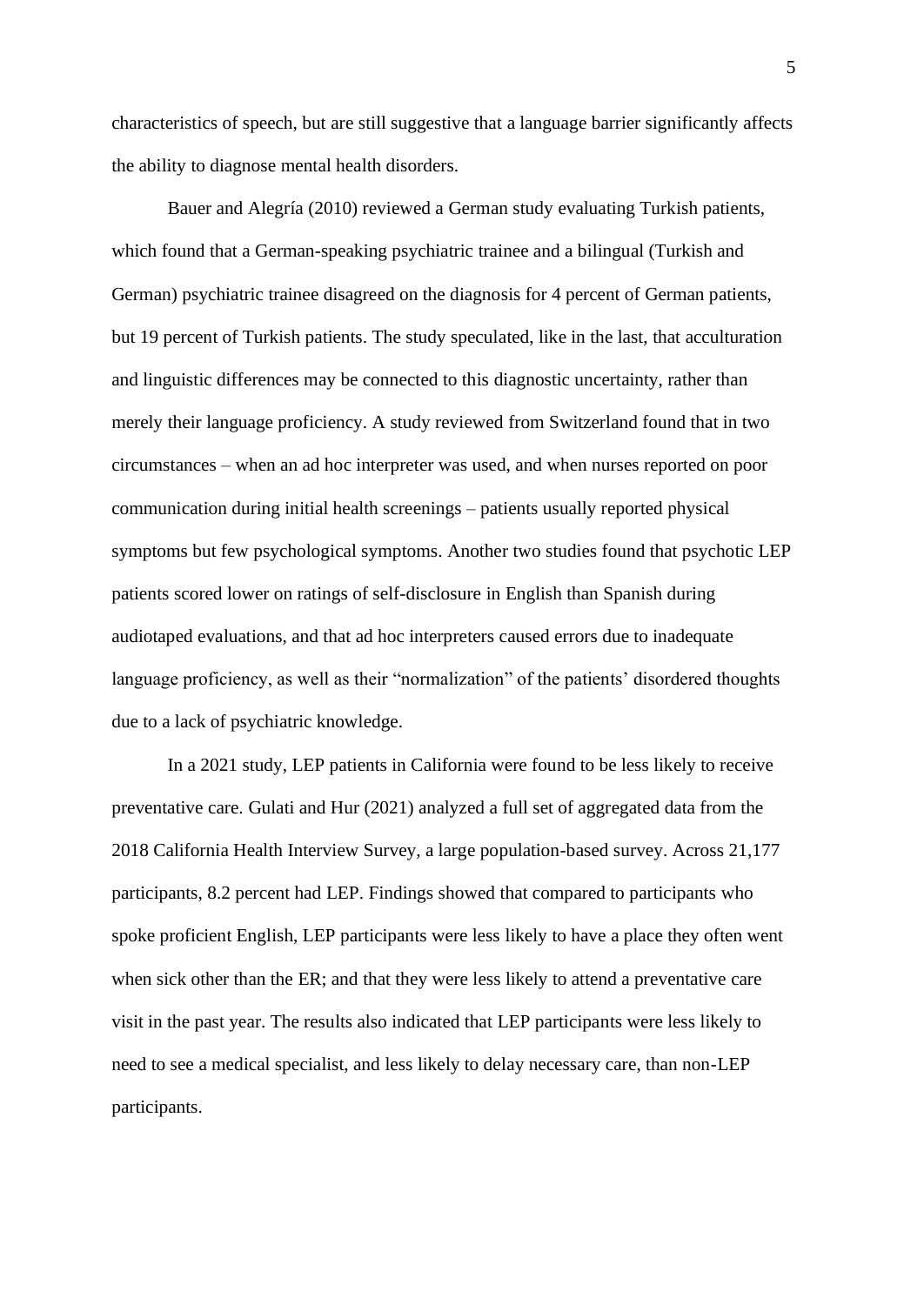characteristics of speech, but are still suggestive that a language barrier significantly affects the ability to diagnose mental health disorders.

Bauer and Alegría (2010) reviewed a German study evaluating Turkish patients, which found that a German-speaking psychiatric trainee and a bilingual (Turkish and German) psychiatric trainee disagreed on the diagnosis for 4 percent of German patients, but 19 percent of Turkish patients. The study speculated, like in the last, that acculturation and linguistic differences may be connected to this diagnostic uncertainty, rather than merely their language proficiency. A study reviewed from Switzerland found that in two circumstances – when an ad hoc interpreter was used, and when nurses reported on poor communication during initial health screenings – patients usually reported physical symptoms but few psychological symptoms. Another two studies found that psychotic LEP patients scored lower on ratings of self-disclosure in English than Spanish during audiotaped evaluations, and that ad hoc interpreters caused errors due to inadequate language proficiency, as well as their "normalization" of the patients' disordered thoughts due to a lack of psychiatric knowledge.

In a 2021 study, LEP patients in California were found to be less likely to receive preventative care. Gulati and Hur (2021) analyzed a full set of aggregated data from the 2018 California Health Interview Survey, a large population-based survey. Across 21,177 participants, 8.2 percent had LEP. Findings showed that compared to participants who spoke proficient English, LEP participants were less likely to have a place they often went when sick other than the ER; and that they were less likely to attend a preventative care visit in the past year. The results also indicated that LEP participants were less likely to need to see a medical specialist, and less likely to delay necessary care, than non-LEP participants.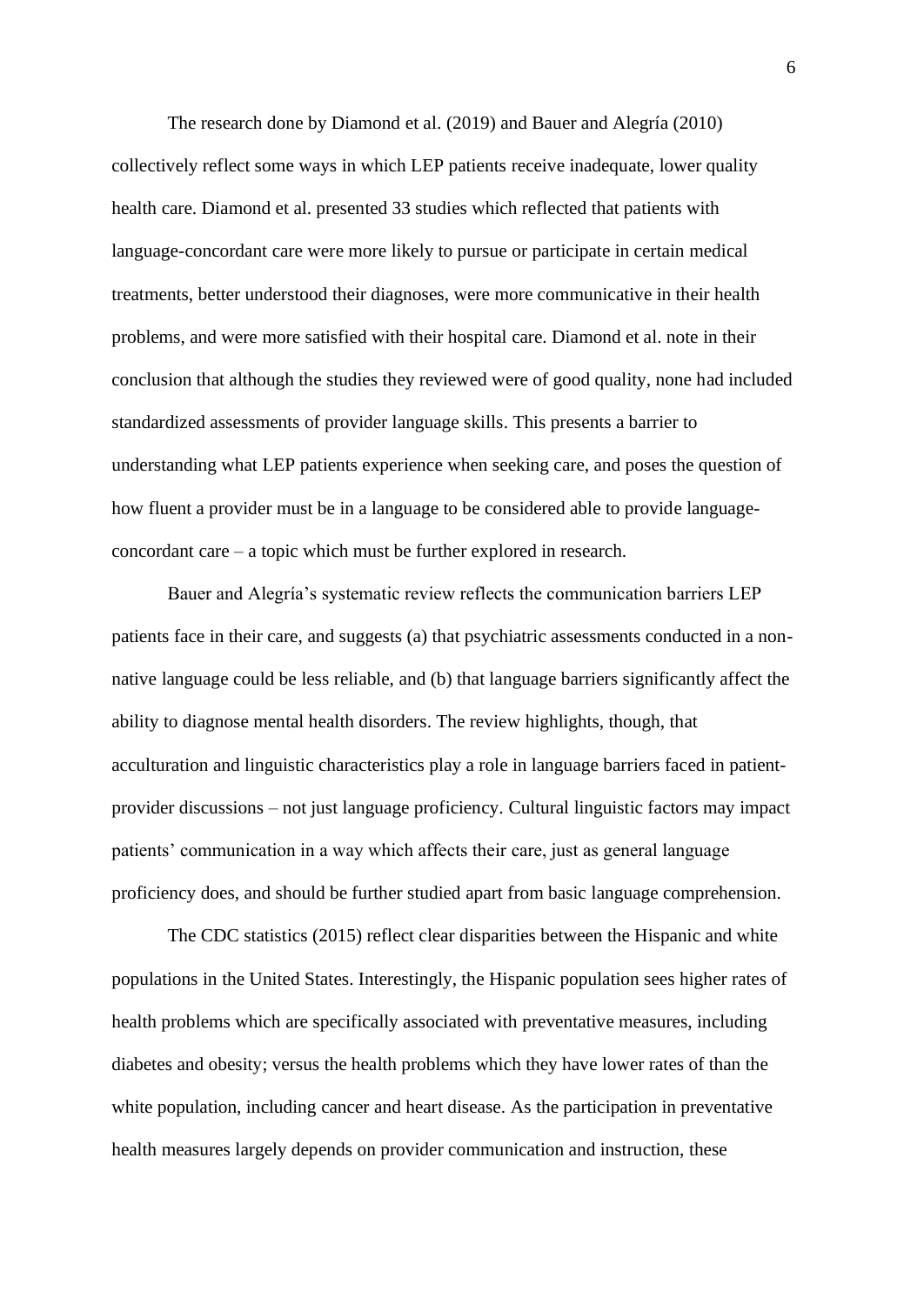The research done by Diamond et al. (2019) and Bauer and Alegría (2010) collectively reflect some ways in which LEP patients receive inadequate, lower quality health care. Diamond et al. presented 33 studies which reflected that patients with language-concordant care were more likely to pursue or participate in certain medical treatments, better understood their diagnoses, were more communicative in their health problems, and were more satisfied with their hospital care. Diamond et al. note in their conclusion that although the studies they reviewed were of good quality, none had included standardized assessments of provider language skills. This presents a barrier to understanding what LEP patients experience when seeking care, and poses the question of how fluent a provider must be in a language to be considered able to provide language-concordant care – a topic which must be further explored in research.

Bauer and Alegría's systematic review reflects the communication barriers LEP patients face in their care, and suggests (a) that psychiatric assessments conducted in a non-native language could be less reliable, and (b) that language barriers significantly affect the ability to diagnose mental health disorders. The review highlights, though, that acculturation and linguistic characteristics play a role in language barriers faced in patient-provider discussions – not just language proficiency. Cultural linguistic factors may impact patients' communication in a way which affects their care, just as general language proficiency does, and should be further studied apart from basic language comprehension.

The CDC statistics (2015) reflect clear disparities between the Hispanic and white populations in the United States. Interestingly, the Hispanic population sees higher rates of health problems which are specifically associated with preventative measures, including diabetes and obesity; versus the health problems which they have lower rates of than the white population, including cancer and heart disease. As the participation in preventative health measures largely depends on provider communication and instruction, these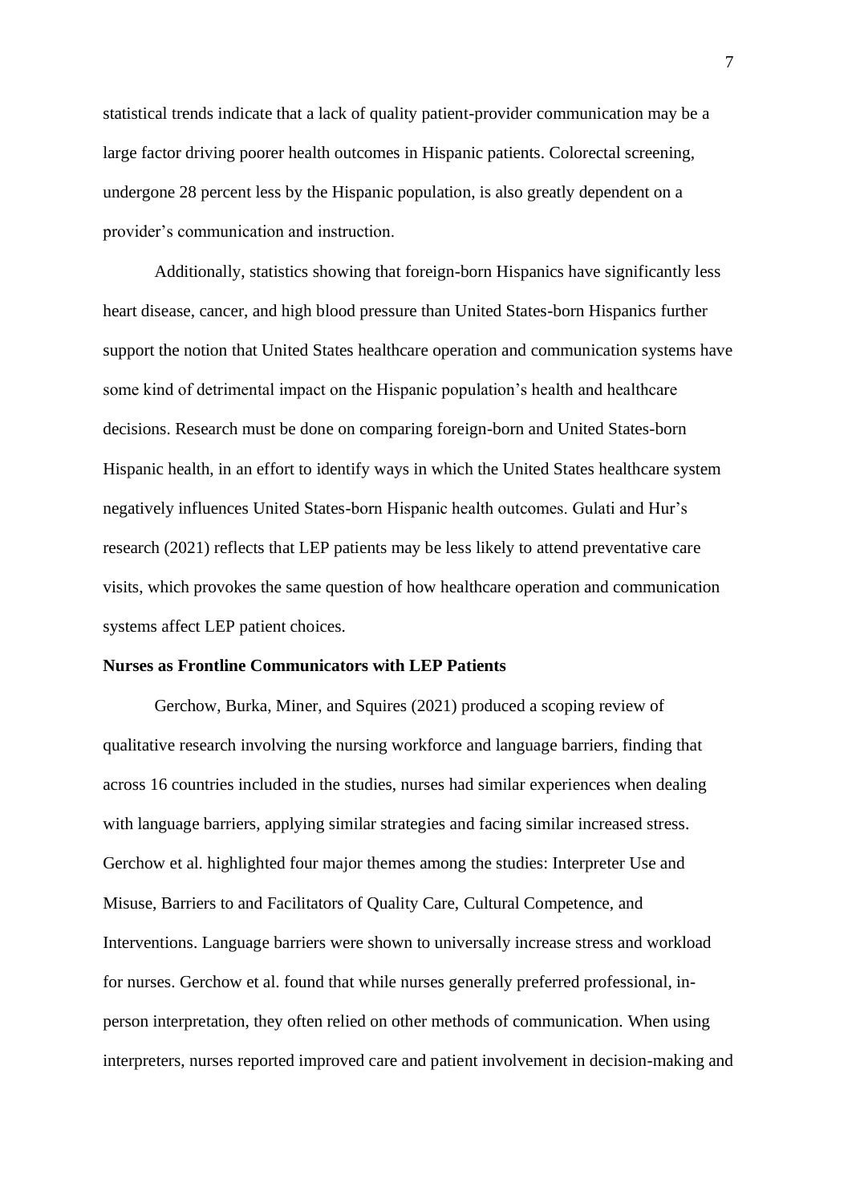statistical trends indicate that a lack of quality patient-provider communication may be a large factor driving poorer health outcomes in Hispanic patients. Colorectal screening, undergone 28 percent less by the Hispanic population, is also greatly dependent on a provider's communication and instruction.

Additionally, statistics showing that foreign-born Hispanics have significantly less heart disease, cancer, and high blood pressure than United States-born Hispanics further support the notion that United States healthcare operation and communication systems have some kind of detrimental impact on the Hispanic population's health and healthcare decisions. Research must be done on comparing foreign-born and United States-born Hispanic health, in an effort to identify ways in which the United States healthcare system negatively influences United States-born Hispanic health outcomes. Gulati and Hur's research (2021) reflects that LEP patients may be less likely to attend preventative care visits, which provokes the same question of how healthcare operation and communication systems affect LEP patient choices.

**Nurses as Frontline Communicators with LEP Patients**

Gerchow, Burka, Miner, and Squires (2021) produced a scoping review of qualitative research involving the nursing workforce and language barriers, finding that across 16 countries included in the studies, nurses had similar experiences when dealing with language barriers, applying similar strategies and facing similar increased stress. Gerchow et al. highlighted four major themes among the studies: Interpreter Use and Misuse, Barriers to and Facilitators of Quality Care, Cultural Competence, and Interventions. Language barriers were shown to universally increase stress and workload for nurses. Gerchow et al. found that while nurses generally preferred professional, in-person interpretation, they often relied on other methods of communication. When using interpreters, nurses reported improved care and patient involvement in decision-making and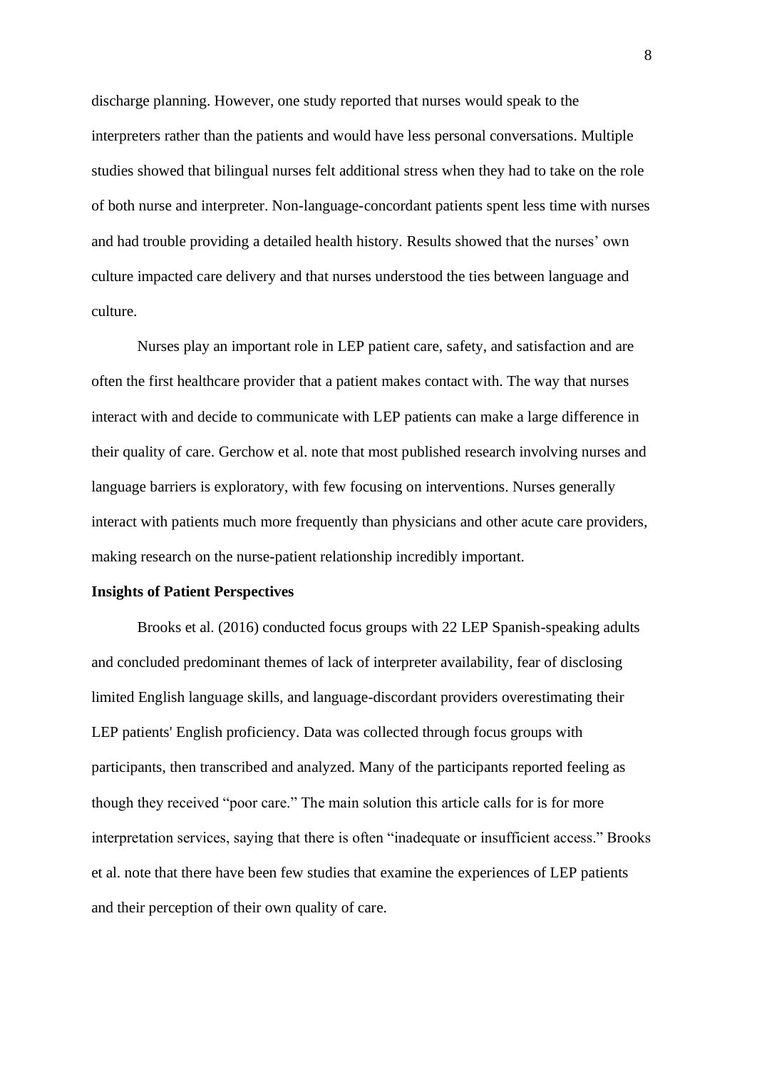discharge planning. However, one study reported that nurses would speak to the interpreters rather than the patients and would have less personal conversations. Multiple studies showed that bilingual nurses felt additional stress when they had to take on the role of both nurse and interpreter. Non-language-concordant patients spent less time with nurses and had trouble providing a detailed health history. Results showed that the nurses' own culture impacted care delivery and that nurses understood the ties between language and culture.

Nurses play an important role in LEP patient care, safety, and satisfaction and are often the first healthcare provider that a patient makes contact with. The way that nurses interact with and decide to communicate with LEP patients can make a large difference in their quality of care. Gerchow et al. note that most published research involving nurses and language barriers is exploratory, with few focusing on interventions. Nurses generally interact with patients much more frequently than physicians and other acute care providers, making research on the nurse-patient relationship incredibly important.

**Insights of Patient Perspectives**

Brooks et al. (2016) conducted focus groups with 22 LEP Spanish-speaking adults and concluded predominant themes of lack of interpreter availability, fear of disclosing limited English language skills, and language-discordant providers overestimating their LEP patients' English proficiency. Data was collected through focus groups with participants, then transcribed and analyzed. Many of the participants reported feeling as though they received "poor care." The main solution this article calls for is for more interpretation services, saying that there is often "inadequate or insufficient access." Brooks et al. note that there have been few studies that examine the experiences of LEP patients and their perception of their own quality of care.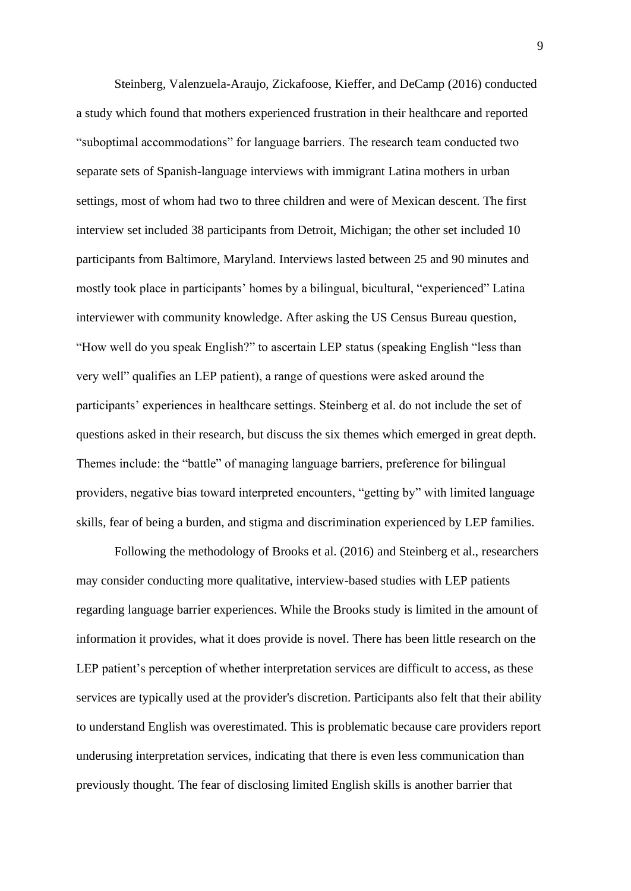Steinberg, Valenzuela-Araujo, Zickafoose, Kieffer, and DeCamp (2016) conducted a study which found that mothers experienced frustration in their healthcare and reported "suboptimal accommodations" for language barriers. The research team conducted two separate sets of Spanish-language interviews with immigrant Latina mothers in urban settings, most of whom had two to three children and were of Mexican descent. The first interview set included 38 participants from Detroit, Michigan; the other set included 10 participants from Baltimore, Maryland. Interviews lasted between 25 and 90 minutes and mostly took place in participants' homes by a bilingual, bicultural, "experienced" Latina interviewer with community knowledge. After asking the US Census Bureau question, "How well do you speak English?" to ascertain LEP status (speaking English "less than very well" qualifies an LEP patient), a range of questions were asked around the participants' experiences in healthcare settings. Steinberg et al. do not include the set of questions asked in their research, but discuss the six themes which emerged in great depth. Themes include: the "battle" of managing language barriers, preference for bilingual providers, negative bias toward interpreted encounters, "getting by" with limited language skills, fear of being a burden, and stigma and discrimination experienced by LEP families.

Following the methodology of Brooks et al. (2016) and Steinberg et al., researchers may consider conducting more qualitative, interview-based studies with LEP patients regarding language barrier experiences. While the Brooks study is limited in the amount of information it provides, what it does provide is novel. There has been little research on the LEP patient's perception of whether interpretation services are difficult to access, as these services are typically used at the provider's discretion. Participants also felt that their ability to understand English was overestimated. This is problematic because care providers report underusing interpretation services, indicating that there is even less communication than previously thought. The fear of disclosing limited English skills is another barrier that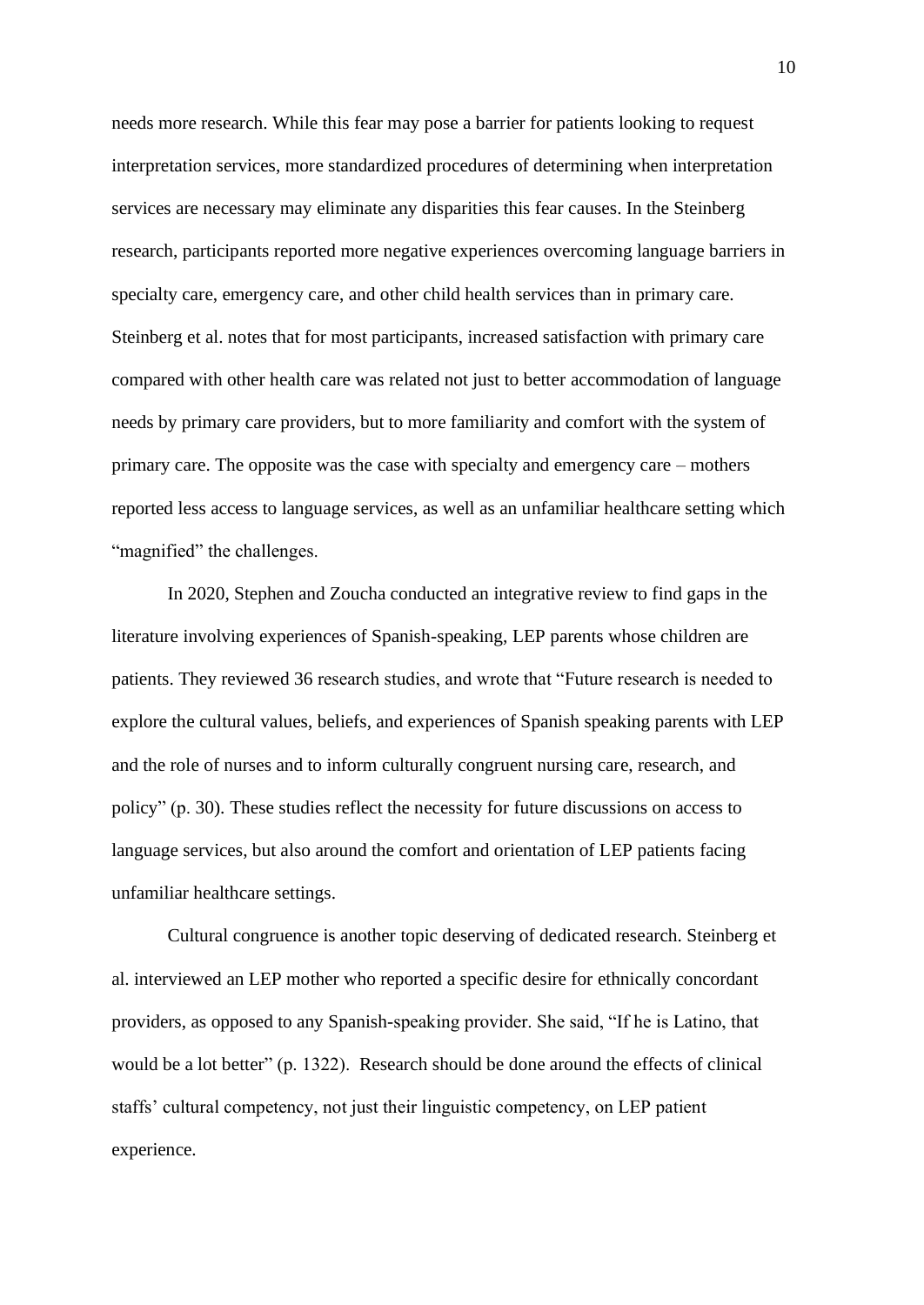needs more research. While this fear may pose a barrier for patients looking to request interpretation services, more standardized procedures of determining when interpretation services are necessary may eliminate any disparities this fear causes. In the Steinberg research, participants reported more negative experiences overcoming language barriers in specialty care, emergency care, and other child health services than in primary care. Steinberg et al. notes that for most participants, increased satisfaction with primary care compared with other health care was related not just to better accommodation of language needs by primary care providers, but to more familiarity and comfort with the system of primary care. The opposite was the case with specialty and emergency care – mothers reported less access to language services, as well as an unfamiliar healthcare setting which "magnified" the challenges.

In 2020, Stephen and Zoucha conducted an integrative review to find gaps in the literature involving experiences of Spanish-speaking, LEP parents whose children are patients. They reviewed 36 research studies, and wrote that "Future research is needed to explore the cultural values, beliefs, and experiences of Spanish speaking parents with LEP and the role of nurses and to inform culturally congruent nursing care, research, and policy" (p. 30). These studies reflect the necessity for future discussions on access to language services, but also around the comfort and orientation of LEP patients facing unfamiliar healthcare settings.

Cultural congruence is another topic deserving of dedicated research. Steinberg et al. interviewed an LEP mother who reported a specific desire for ethnically concordant providers, as opposed to any Spanish-speaking provider. She said, "If he is Latino, that would be a lot better" (p. 1322). Research should be done around the effects of clinical staffs' cultural competency, not just their linguistic competency, on LEP patient experience.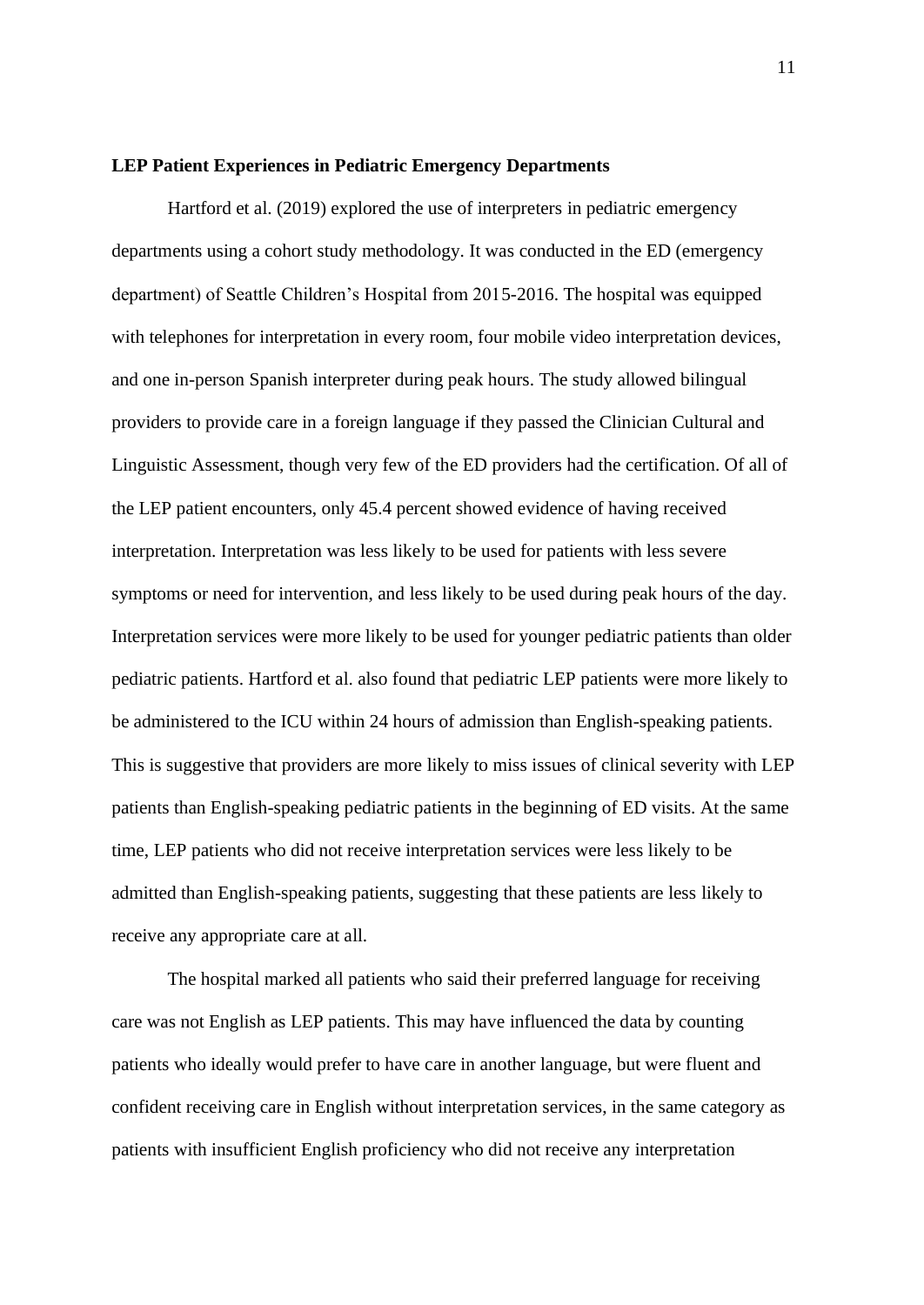**LEP Patient Experiences in Pediatric Emergency Departments**

Hartford et al. (2019) explored the use of interpreters in pediatric emergency departments using a cohort study methodology. It was conducted in the ED (emergency department) of Seattle Children's Hospital from 2015-2016. The hospital was equipped with telephones for interpretation in every room, four mobile video interpretation devices, and one in-person Spanish interpreter during peak hours. The study allowed bilingual providers to provide care in a foreign language if they passed the Clinician Cultural and Linguistic Assessment, though very few of the ED providers had the certification. Of all of the LEP patient encounters, only 45.4 percent showed evidence of having received interpretation. Interpretation was less likely to be used for patients with less severe symptoms or need for intervention, and less likely to be used during peak hours of the day. Interpretation services were more likely to be used for younger pediatric patients than older pediatric patients. Hartford et al. also found that pediatric LEP patients were more likely to be administered to the ICU within 24 hours of admission than English-speaking patients. This is suggestive that providers are more likely to miss issues of clinical severity with LEP patients than English-speaking pediatric patients in the beginning of ED visits. At the same time, LEP patients who did not receive interpretation services were less likely to be admitted than English-speaking patients, suggesting that these patients are less likely to receive any appropriate care at all.

The hospital marked all patients who said their preferred language for receiving care was not English as LEP patients. This may have influenced the data by counting patients who ideally would prefer to have care in another language, but were fluent and confident receiving care in English without interpretation services, in the same category as patients with insufficient English proficiency who did not receive any interpretation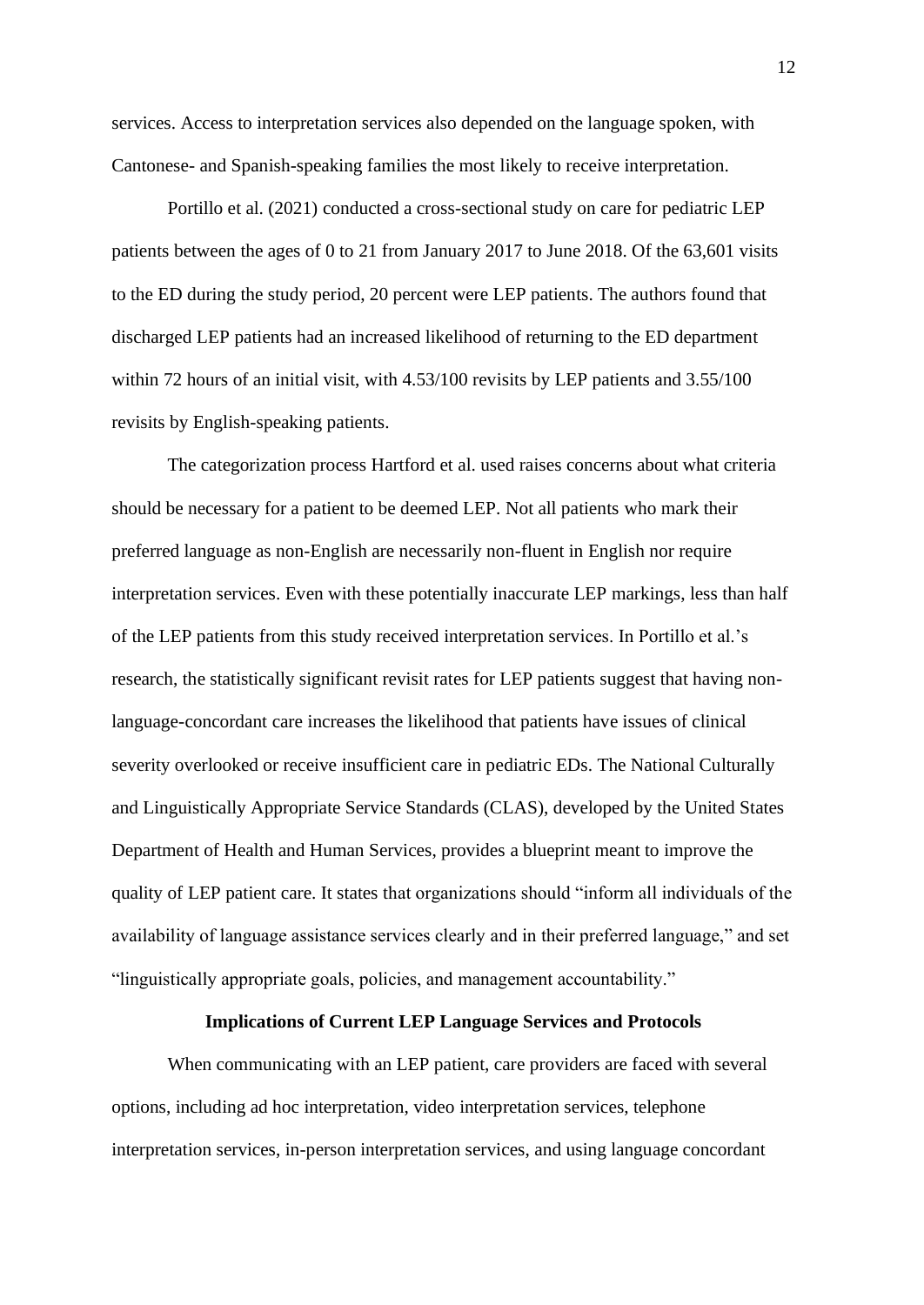services. Access to interpretation services also depended on the language spoken, with Cantonese- and Spanish-speaking families the most likely to receive interpretation.

Portillo et al. (2021) conducted a cross-sectional study on care for pediatric LEP patients between the ages of 0 to 21 from January 2017 to June 2018. Of the 63,601 visits to the ED during the study period, 20 percent were LEP patients. The authors found that discharged LEP patients had an increased likelihood of returning to the ED department within 72 hours of an initial visit, with 4.53/100 revisits by LEP patients and 3.55/100 revisits by English-speaking patients.

The categorization process Hartford et al. used raises concerns about what criteria should be necessary for a patient to be deemed LEP. Not all patients who mark their preferred language as non-English are necessarily non-fluent in English nor require interpretation services. Even with these potentially inaccurate LEP markings, less than half of the LEP patients from this study received interpretation services. In Portillo et al.'s research, the statistically significant revisit rates for LEP patients suggest that having non-language-concordant care increases the likelihood that patients have issues of clinical severity overlooked or receive insufficient care in pediatric EDs. The National Culturally and Linguistically Appropriate Service Standards (CLAS), developed by the United States Department of Health and Human Services, provides a blueprint meant to improve the quality of LEP patient care. It states that organizations should "inform all individuals of the availability of language assistance services clearly and in their preferred language," and set "linguistically appropriate goals, policies, and management accountability."

## Implications of Current LEP Language Services and Protocols

When communicating with an LEP patient, care providers are faced with several options, including ad hoc interpretation, video interpretation services, telephone interpretation services, in-person interpretation services, and using language concordant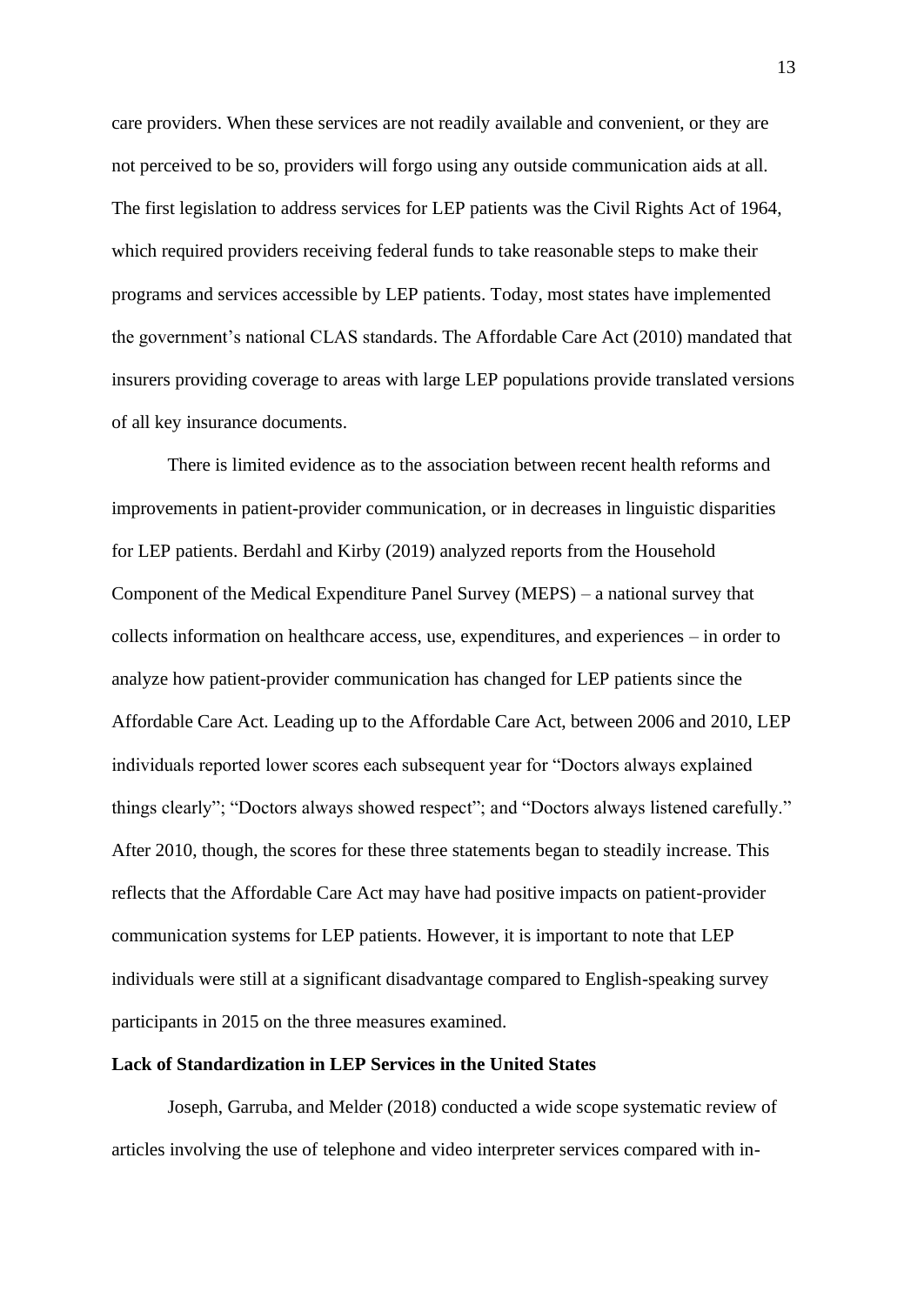care providers. When these services are not readily available and convenient, or they are not perceived to be so, providers will forgo using any outside communication aids at all. The first legislation to address services for LEP patients was the Civil Rights Act of 1964, which required providers receiving federal funds to take reasonable steps to make their programs and services accessible by LEP patients. Today, most states have implemented the government's national CLAS standards. The Affordable Care Act (2010) mandated that insurers providing coverage to areas with large LEP populations provide translated versions of all key insurance documents.

There is limited evidence as to the association between recent health reforms and improvements in patient-provider communication, or in decreases in linguistic disparities for LEP patients. Berdahl and Kirby (2019) analyzed reports from the Household Component of the Medical Expenditure Panel Survey (MEPS) – a national survey that collects information on healthcare access, use, expenditures, and experiences – in order to analyze how patient-provider communication has changed for LEP patients since the Affordable Care Act. Leading up to the Affordable Care Act, between 2006 and 2010, LEP individuals reported lower scores each subsequent year for "Doctors always explained things clearly"; "Doctors always showed respect"; and "Doctors always listened carefully." After 2010, though, the scores for these three statements began to steadily increase. This reflects that the Affordable Care Act may have had positive impacts on patient-provider communication systems for LEP patients. However, it is important to note that LEP individuals were still at a significant disadvantage compared to English-speaking survey participants in 2015 on the three measures examined.

**Lack of Standardization in LEP Services in the United States**

Joseph, Garruba, and Melder (2018) conducted a wide scope systematic review of articles involving the use of telephone and video interpreter services compared with in-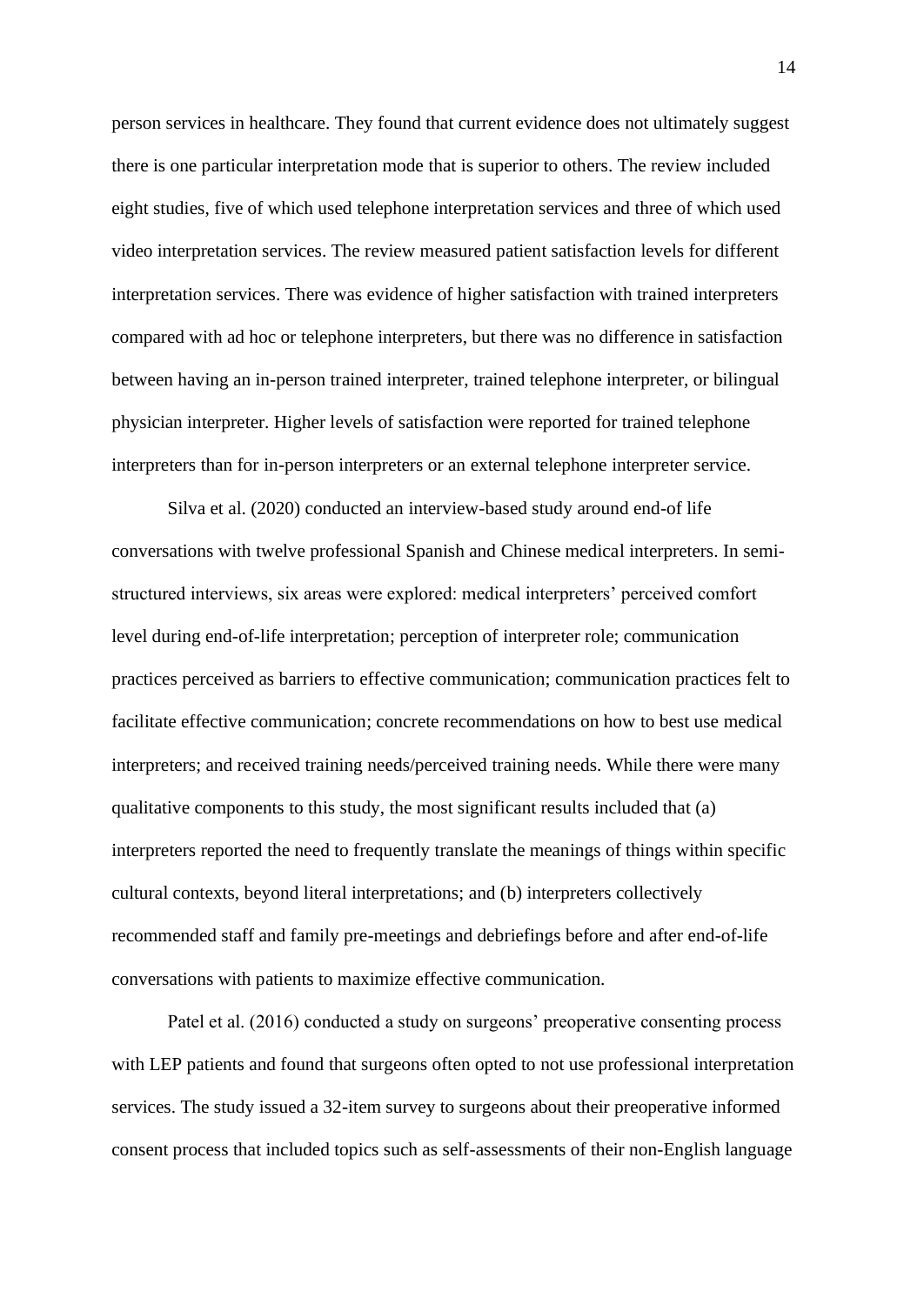person services in healthcare. They found that current evidence does not ultimately suggest there is one particular interpretation mode that is superior to others. The review included eight studies, five of which used telephone interpretation services and three of which used video interpretation services. The review measured patient satisfaction levels for different interpretation services. There was evidence of higher satisfaction with trained interpreters compared with ad hoc or telephone interpreters, but there was no difference in satisfaction between having an in-person trained interpreter, trained telephone interpreter, or bilingual physician interpreter. Higher levels of satisfaction were reported for trained telephone interpreters than for in-person interpreters or an external telephone interpreter service.

Silva et al. (2020) conducted an interview-based study around end-of life conversations with twelve professional Spanish and Chinese medical interpreters. In semi-structured interviews, six areas were explored: medical interpreters' perceived comfort level during end-of-life interpretation; perception of interpreter role; communication practices perceived as barriers to effective communication; communication practices felt to facilitate effective communication; concrete recommendations on how to best use medical interpreters; and received training needs/perceived training needs. While there were many qualitative components to this study, the most significant results included that (a) interpreters reported the need to frequently translate the meanings of things within specific cultural contexts, beyond literal interpretations; and (b) interpreters collectively recommended staff and family pre-meetings and debriefings before and after end-of-life conversations with patients to maximize effective communication.

Patel et al. (2016) conducted a study on surgeons' preoperative consenting process with LEP patients and found that surgeons often opted to not use professional interpretation services. The study issued a 32-item survey to surgeons about their preoperative informed consent process that included topics such as self-assessments of their non-English language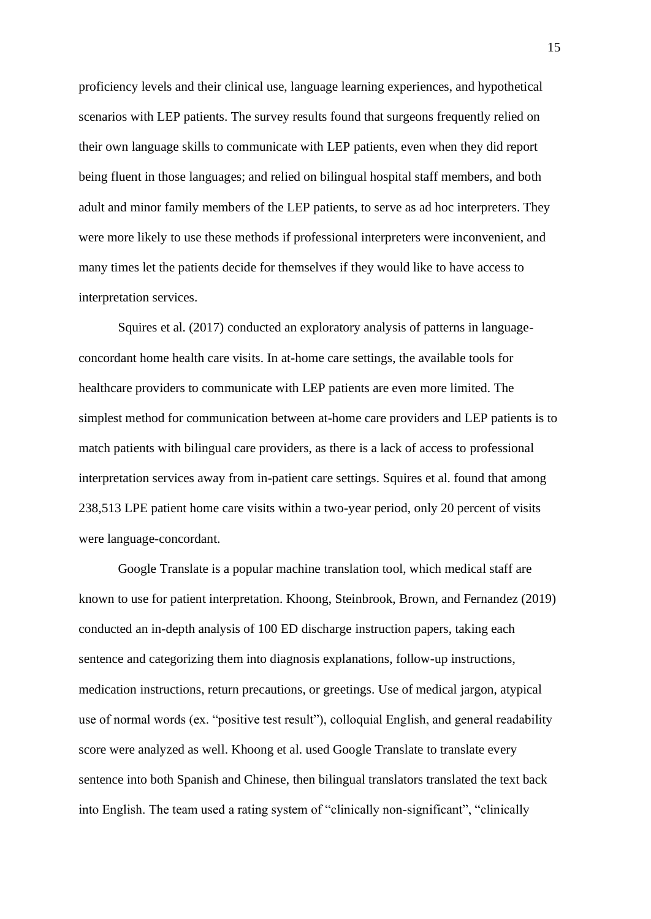proficiency levels and their clinical use, language learning experiences, and hypothetical scenarios with LEP patients. The survey results found that surgeons frequently relied on their own language skills to communicate with LEP patients, even when they did report being fluent in those languages; and relied on bilingual hospital staff members, and both adult and minor family members of the LEP patients, to serve as ad hoc interpreters. They were more likely to use these methods if professional interpreters were inconvenient, and many times let the patients decide for themselves if they would like to have access to interpretation services.

Squires et al. (2017) conducted an exploratory analysis of patterns in language-concordant home health care visits. In at-home care settings, the available tools for healthcare providers to communicate with LEP patients are even more limited. The simplest method for communication between at-home care providers and LEP patients is to match patients with bilingual care providers, as there is a lack of access to professional interpretation services away from in-patient care settings. Squires et al. found that among 238,513 LPE patient home care visits within a two-year period, only 20 percent of visits were language-concordant.

Google Translate is a popular machine translation tool, which medical staff are known to use for patient interpretation. Khoong, Steinbrook, Brown, and Fernandez (2019) conducted an in-depth analysis of 100 ED discharge instruction papers, taking each sentence and categorizing them into diagnosis explanations, follow-up instructions, medication instructions, return precautions, or greetings. Use of medical jargon, atypical use of normal words (ex. "positive test result"), colloquial English, and general readability score were analyzed as well. Khoong et al. used Google Translate to translate every sentence into both Spanish and Chinese, then bilingual translators translated the text back into English. The team used a rating system of "clinically non-significant", "clinically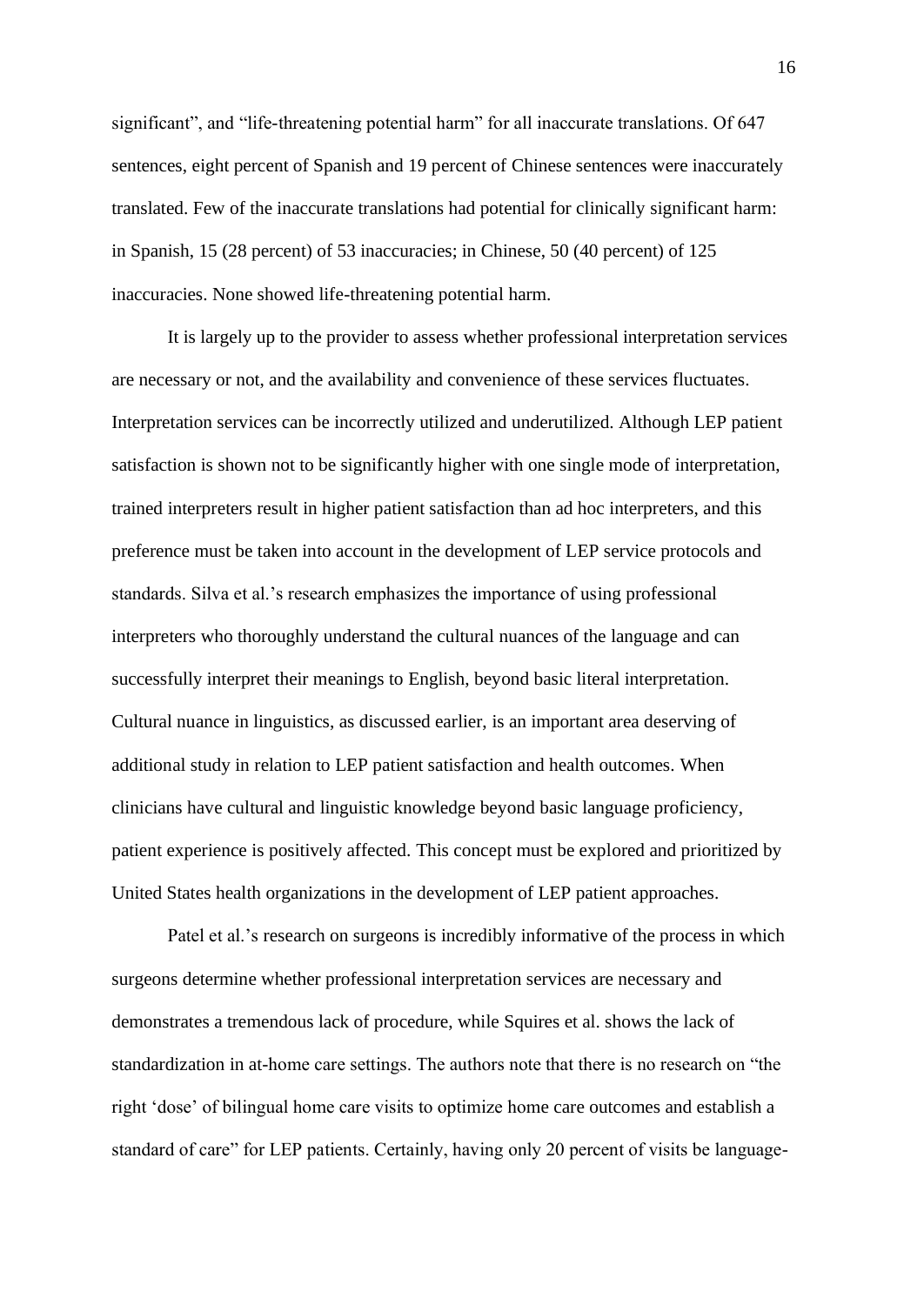significant", and "life-threatening potential harm" for all inaccurate translations. Of 647 sentences, eight percent of Spanish and 19 percent of Chinese sentences were inaccurately translated. Few of the inaccurate translations had potential for clinically significant harm: in Spanish, 15 (28 percent) of 53 inaccuracies; in Chinese, 50 (40 percent) of 125 inaccuracies. None showed life-threatening potential harm.

It is largely up to the provider to assess whether professional interpretation services are necessary or not, and the availability and convenience of these services fluctuates. Interpretation services can be incorrectly utilized and underutilized. Although LEP patient satisfaction is shown not to be significantly higher with one single mode of interpretation, trained interpreters result in higher patient satisfaction than ad hoc interpreters, and this preference must be taken into account in the development of LEP service protocols and standards. Silva et al.'s research emphasizes the importance of using professional interpreters who thoroughly understand the cultural nuances of the language and can successfully interpret their meanings to English, beyond basic literal interpretation. Cultural nuance in linguistics, as discussed earlier, is an important area deserving of additional study in relation to LEP patient satisfaction and health outcomes. When clinicians have cultural and linguistic knowledge beyond basic language proficiency, patient experience is positively affected. This concept must be explored and prioritized by United States health organizations in the development of LEP patient approaches.

Patel et al.'s research on surgeons is incredibly informative of the process in which surgeons determine whether professional interpretation services are necessary and demonstrates a tremendous lack of procedure, while Squires et al. shows the lack of standardization in at-home care settings. The authors note that there is no research on "the right 'dose' of bilingual home care visits to optimize home care outcomes and establish a standard of care" for LEP patients. Certainly, having only 20 percent of visits be language-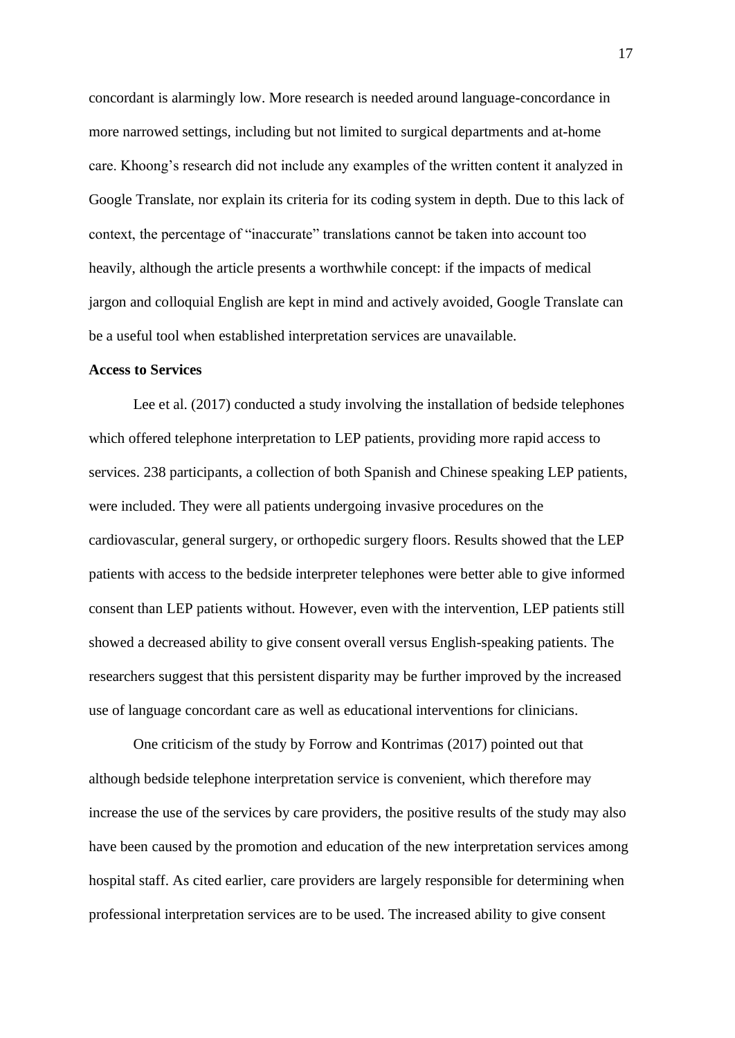concordant is alarmingly low. More research is needed around language-concordance in more narrowed settings, including but not limited to surgical departments and at-home care. Khoong's research did not include any examples of the written content it analyzed in Google Translate, nor explain its criteria for its coding system in depth. Due to this lack of context, the percentage of "inaccurate" translations cannot be taken into account too heavily, although the article presents a worthwhile concept: if the impacts of medical jargon and colloquial English are kept in mind and actively avoided, Google Translate can be a useful tool when established interpretation services are unavailable.

**Access to Services**

Lee et al. (2017) conducted a study involving the installation of bedside telephones which offered telephone interpretation to LEP patients, providing more rapid access to services. 238 participants, a collection of both Spanish and Chinese speaking LEP patients, were included. They were all patients undergoing invasive procedures on the cardiovascular, general surgery, or orthopedic surgery floors. Results showed that the LEP patients with access to the bedside interpreter telephones were better able to give informed consent than LEP patients without. However, even with the intervention, LEP patients still showed a decreased ability to give consent overall versus English-speaking patients. The researchers suggest that this persistent disparity may be further improved by the increased use of language concordant care as well as educational interventions for clinicians.

One criticism of the study by Forrow and Kontrimas (2017) pointed out that although bedside telephone interpretation service is convenient, which therefore may increase the use of the services by care providers, the positive results of the study may also have been caused by the promotion and education of the new interpretation services among hospital staff. As cited earlier, care providers are largely responsible for determining when professional interpretation services are to be used. The increased ability to give consent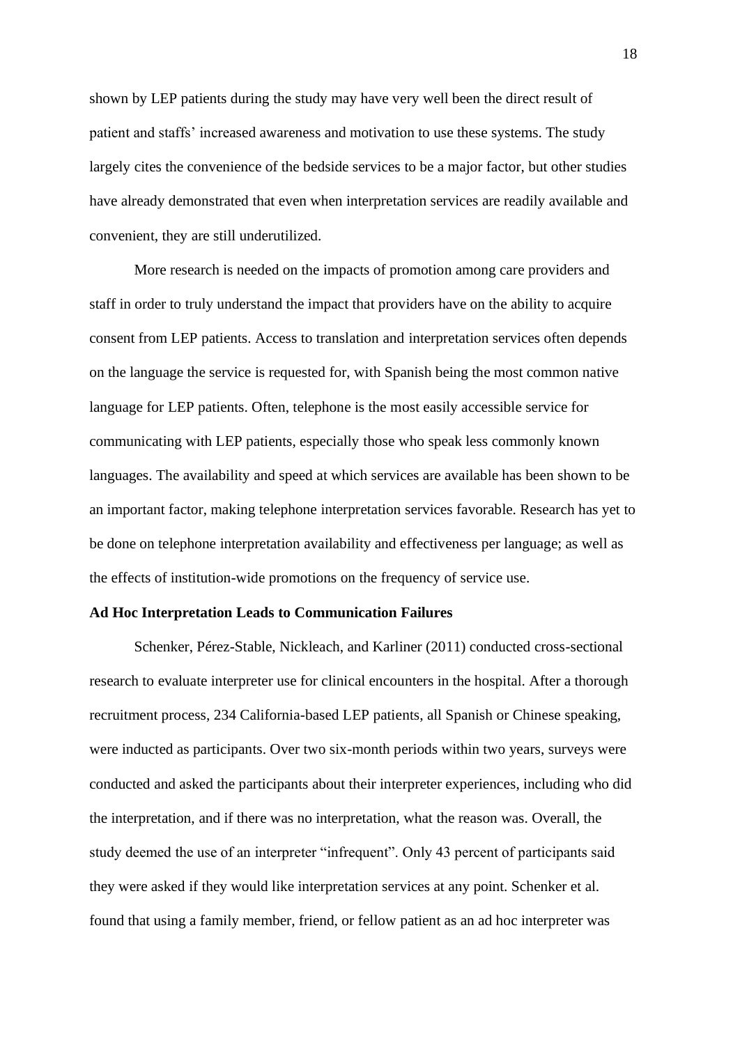shown by LEP patients during the study may have very well been the direct result of patient and staffs' increased awareness and motivation to use these systems. The study largely cites the convenience of the bedside services to be a major factor, but other studies have already demonstrated that even when interpretation services are readily available and convenient, they are still underutilized.

More research is needed on the impacts of promotion among care providers and staff in order to truly understand the impact that providers have on the ability to acquire consent from LEP patients. Access to translation and interpretation services often depends on the language the service is requested for, with Spanish being the most common native language for LEP patients. Often, telephone is the most easily accessible service for communicating with LEP patients, especially those who speak less commonly known languages. The availability and speed at which services are available has been shown to be an important factor, making telephone interpretation services favorable. Research has yet to be done on telephone interpretation availability and effectiveness per language; as well as the effects of institution-wide promotions on the frequency of service use.

**Ad Hoc Interpretation Leads to Communication Failures**

Schenker, Pérez-Stable, Nickleach, and Karliner (2011) conducted cross-sectional research to evaluate interpreter use for clinical encounters in the hospital. After a thorough recruitment process, 234 California-based LEP patients, all Spanish or Chinese speaking, were inducted as participants. Over two six-month periods within two years, surveys were conducted and asked the participants about their interpreter experiences, including who did the interpretation, and if there was no interpretation, what the reason was. Overall, the study deemed the use of an interpreter "infrequent". Only 43 percent of participants said they were asked if they would like interpretation services at any point. Schenker et al. found that using a family member, friend, or fellow patient as an ad hoc interpreter was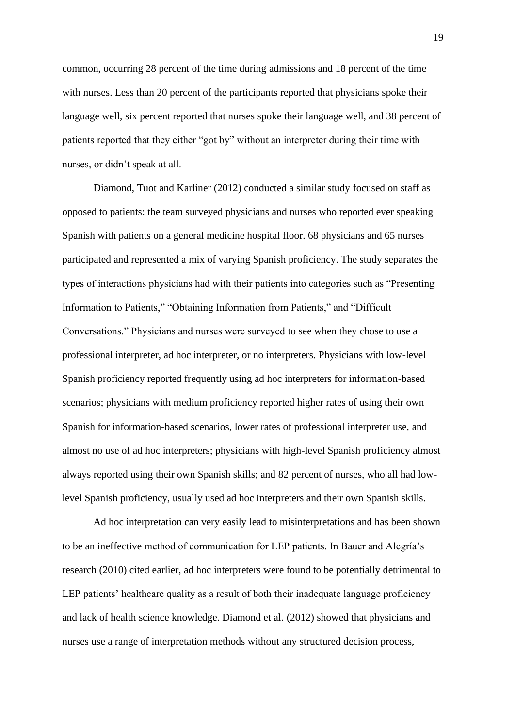common, occurring 28 percent of the time during admissions and 18 percent of the time with nurses. Less than 20 percent of the participants reported that physicians spoke their language well, six percent reported that nurses spoke their language well, and 38 percent of patients reported that they either "got by" without an interpreter during their time with nurses, or didn't speak at all.

Diamond, Tuot and Karliner (2012) conducted a similar study focused on staff as opposed to patients: the team surveyed physicians and nurses who reported ever speaking Spanish with patients on a general medicine hospital floor. 68 physicians and 65 nurses participated and represented a mix of varying Spanish proficiency. The study separates the types of interactions physicians had with their patients into categories such as "Presenting Information to Patients," "Obtaining Information from Patients," and "Difficult Conversations." Physicians and nurses were surveyed to see when they chose to use a professional interpreter, ad hoc interpreter, or no interpreters. Physicians with low-level Spanish proficiency reported frequently using ad hoc interpreters for information-based scenarios; physicians with medium proficiency reported higher rates of using their own Spanish for information-based scenarios, lower rates of professional interpreter use, and almost no use of ad hoc interpreters; physicians with high-level Spanish proficiency almost always reported using their own Spanish skills; and 82 percent of nurses, who all had low-level Spanish proficiency, usually used ad hoc interpreters and their own Spanish skills.

Ad hoc interpretation can very easily lead to misinterpretations and has been shown to be an ineffective method of communication for LEP patients. In Bauer and Alegría's research (2010) cited earlier, ad hoc interpreters were found to be potentially detrimental to LEP patients' healthcare quality as a result of both their inadequate language proficiency and lack of health science knowledge. Diamond et al. (2012) showed that physicians and nurses use a range of interpretation methods without any structured decision process,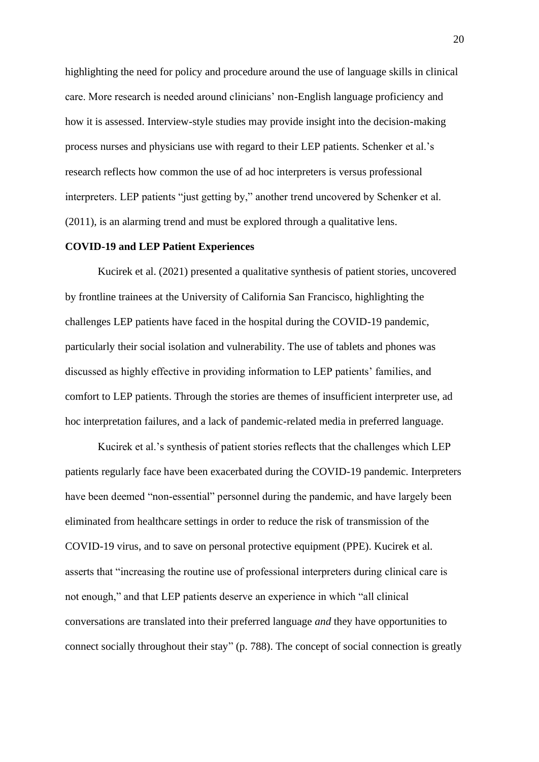highlighting the need for policy and procedure around the use of language skills in clinical care. More research is needed around clinicians' non-English language proficiency and how it is assessed. Interview-style studies may provide insight into the decision-making process nurses and physicians use with regard to their LEP patients. Schenker et al.'s research reflects how common the use of ad hoc interpreters is versus professional interpreters. LEP patients "just getting by," another trend uncovered by Schenker et al. (2011), is an alarming trend and must be explored through a qualitative lens.

**COVID-19 and LEP Patient Experiences**

Kucirek et al. (2021) presented a qualitative synthesis of patient stories, uncovered by frontline trainees at the University of California San Francisco, highlighting the challenges LEP patients have faced in the hospital during the COVID-19 pandemic, particularly their social isolation and vulnerability. The use of tablets and phones was discussed as highly effective in providing information to LEP patients' families, and comfort to LEP patients. Through the stories are themes of insufficient interpreter use, ad hoc interpretation failures, and a lack of pandemic-related media in preferred language.

Kucirek et al.'s synthesis of patient stories reflects that the challenges which LEP patients regularly face have been exacerbated during the COVID-19 pandemic. Interpreters have been deemed "non-essential" personnel during the pandemic, and have largely been eliminated from healthcare settings in order to reduce the risk of transmission of the COVID-19 virus, and to save on personal protective equipment (PPE). Kucirek et al. asserts that "increasing the routine use of professional interpreters during clinical care is not enough," and that LEP patients deserve an experience in which "all clinical conversations are translated into their preferred language *and* they have opportunities to connect socially throughout their stay" (p. 788). The concept of social connection is greatly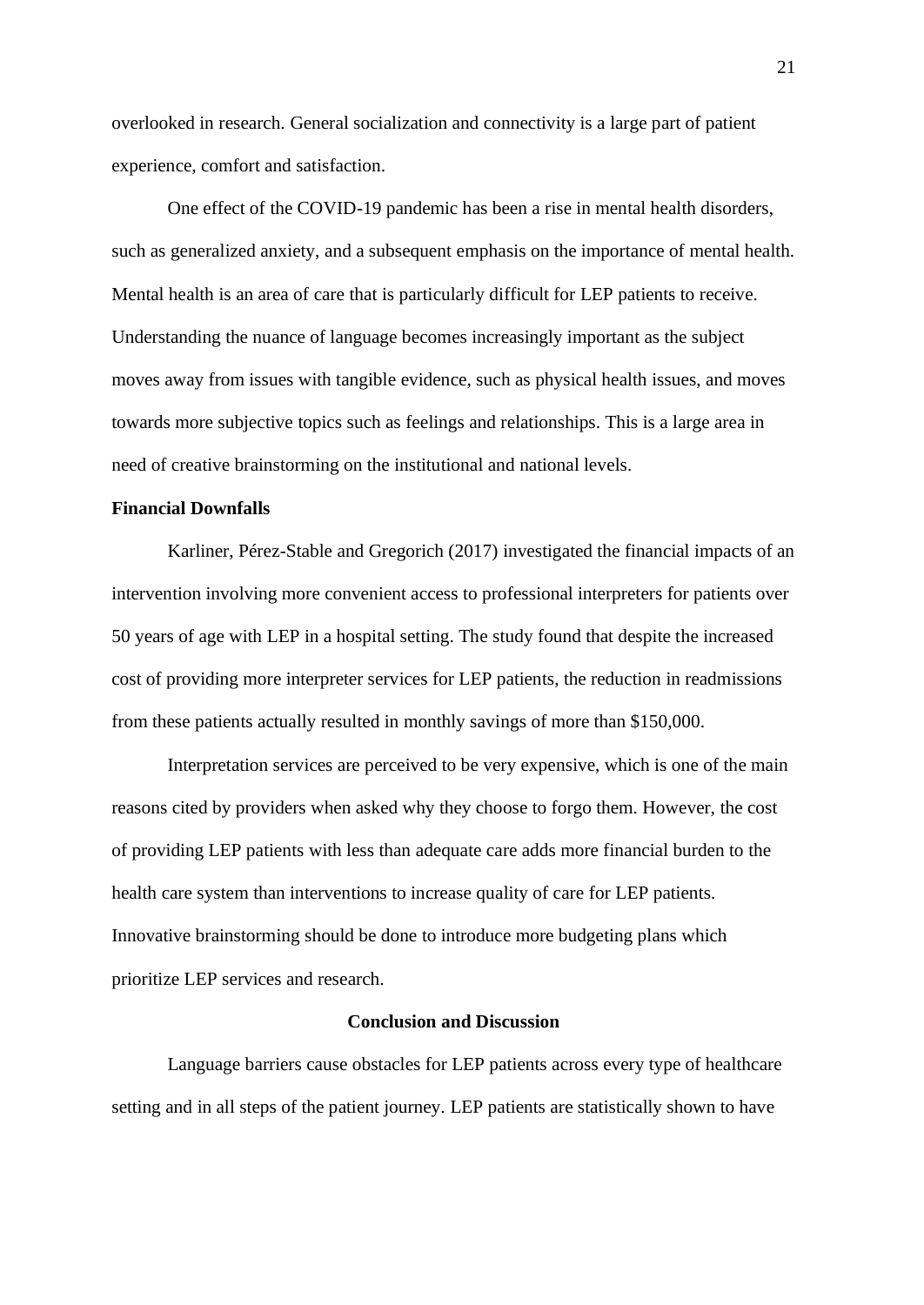overlooked in research. General socialization and connectivity is a large part of patient experience, comfort and satisfaction.

One effect of the COVID-19 pandemic has been a rise in mental health disorders, such as generalized anxiety, and a subsequent emphasis on the importance of mental health. Mental health is an area of care that is particularly difficult for LEP patients to receive. Understanding the nuance of language becomes increasingly important as the subject moves away from issues with tangible evidence, such as physical health issues, and moves towards more subjective topics such as feelings and relationships. This is a large area in need of creative brainstorming on the institutional and national levels.

**Financial Downfalls**

Karliner, Pérez-Stable and Gregorich (2017) investigated the financial impacts of an intervention involving more convenient access to professional interpreters for patients over 50 years of age with LEP in a hospital setting. The study found that despite the increased cost of providing more interpreter services for LEP patients, the reduction in readmissions from these patients actually resulted in monthly savings of more than $150,000.

Interpretation services are perceived to be very expensive, which is one of the main reasons cited by providers when asked why they choose to forgo them. However, the cost of providing LEP patients with less than adequate care adds more financial burden to the health care system than interventions to increase quality of care for LEP patients. Innovative brainstorming should be done to introduce more budgeting plans which prioritize LEP services and research.

## Conclusion and Discussion

Language barriers cause obstacles for LEP patients across every type of healthcare setting and in all steps of the patient journey. LEP patients are statistically shown to have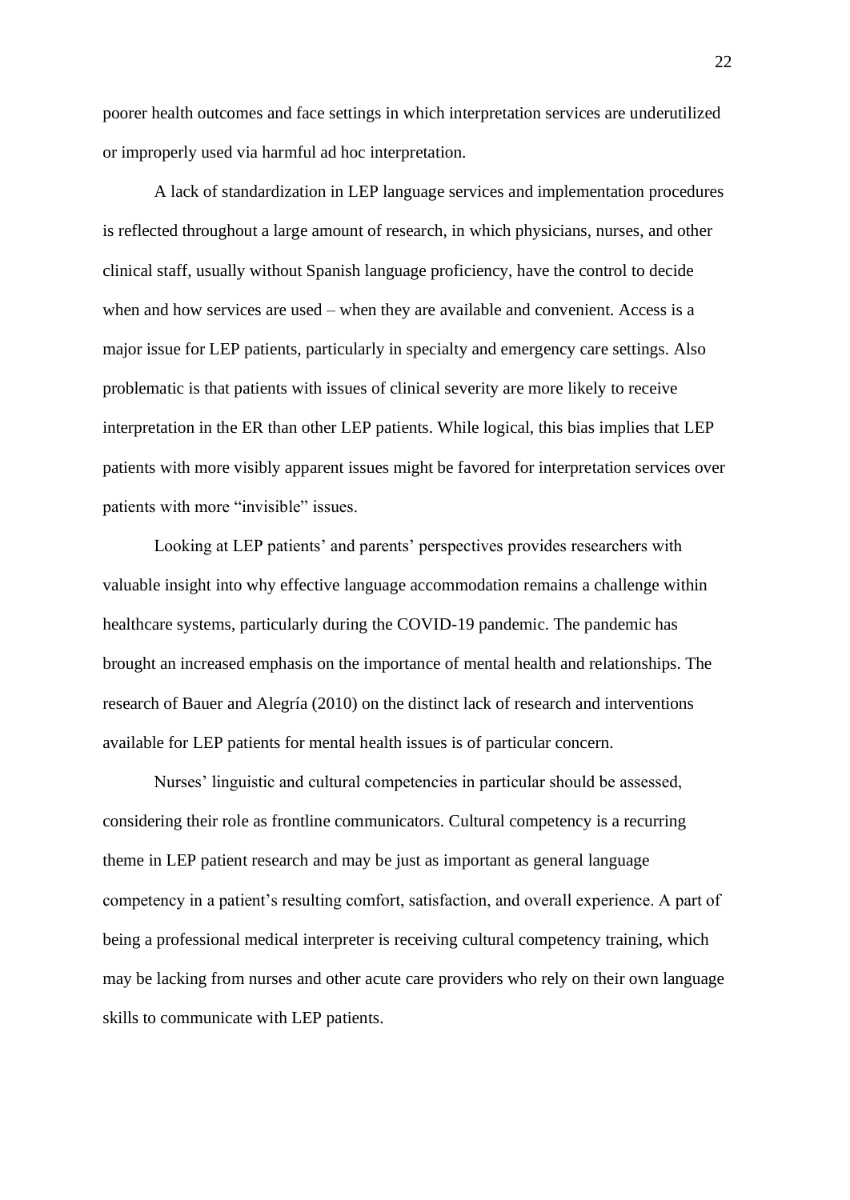poorer health outcomes and face settings in which interpretation services are underutilized or improperly used via harmful ad hoc interpretation.

A lack of standardization in LEP language services and implementation procedures is reflected throughout a large amount of research, in which physicians, nurses, and other clinical staff, usually without Spanish language proficiency, have the control to decide when and how services are used – when they are available and convenient. Access is a major issue for LEP patients, particularly in specialty and emergency care settings. Also problematic is that patients with issues of clinical severity are more likely to receive interpretation in the ER than other LEP patients. While logical, this bias implies that LEP patients with more visibly apparent issues might be favored for interpretation services over patients with more "invisible" issues.

Looking at LEP patients' and parents' perspectives provides researchers with valuable insight into why effective language accommodation remains a challenge within healthcare systems, particularly during the COVID-19 pandemic. The pandemic has brought an increased emphasis on the importance of mental health and relationships. The research of Bauer and Alegría (2010) on the distinct lack of research and interventions available for LEP patients for mental health issues is of particular concern.

Nurses' linguistic and cultural competencies in particular should be assessed, considering their role as frontline communicators. Cultural competency is a recurring theme in LEP patient research and may be just as important as general language competency in a patient's resulting comfort, satisfaction, and overall experience. A part of being a professional medical interpreter is receiving cultural competency training, which may be lacking from nurses and other acute care providers who rely on their own language skills to communicate with LEP patients.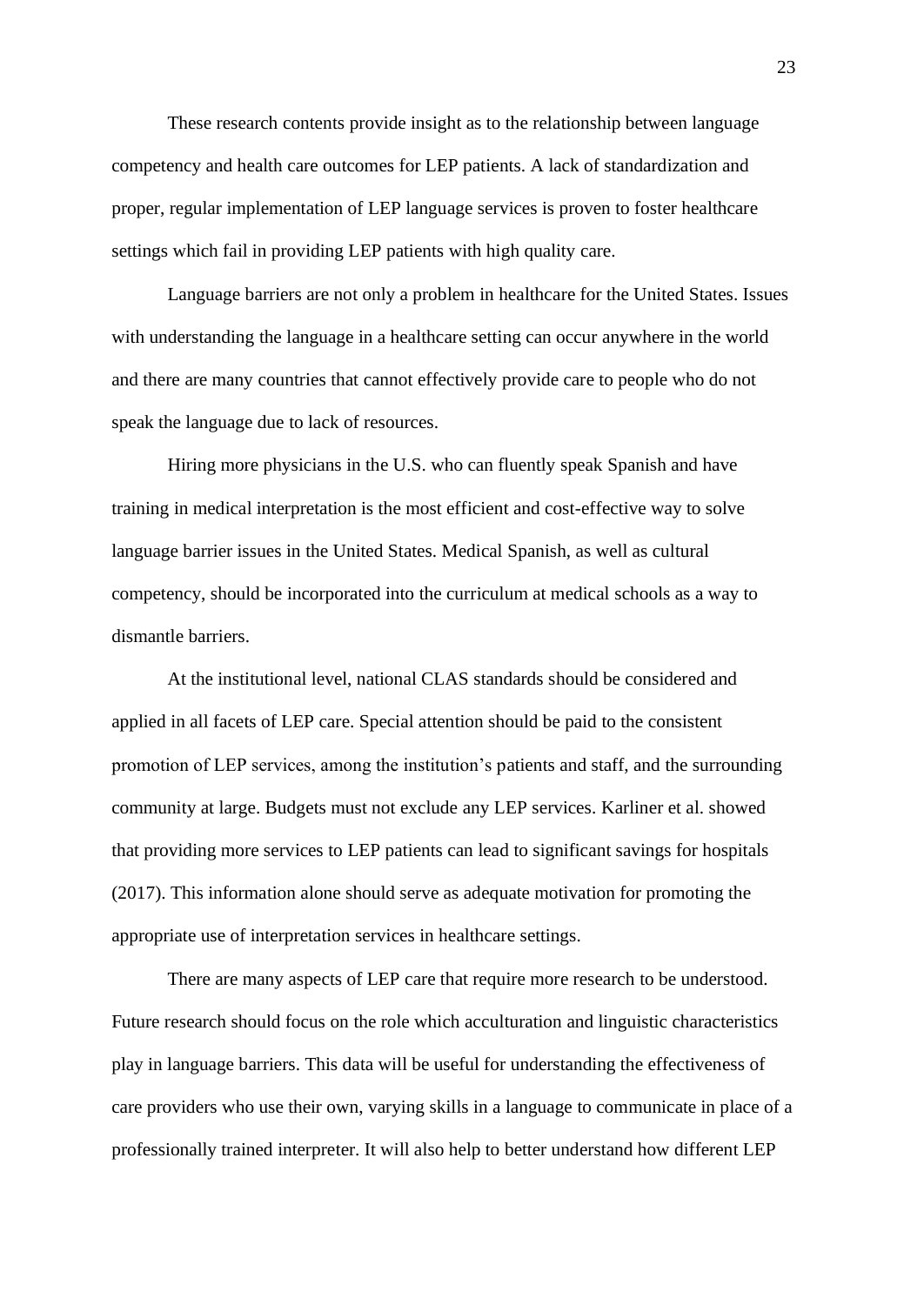These research contents provide insight as to the relationship between language competency and health care outcomes for LEP patients. A lack of standardization and proper, regular implementation of LEP language services is proven to foster healthcare settings which fail in providing LEP patients with high quality care.

Language barriers are not only a problem in healthcare for the United States. Issues with understanding the language in a healthcare setting can occur anywhere in the world and there are many countries that cannot effectively provide care to people who do not speak the language due to lack of resources.

Hiring more physicians in the U.S. who can fluently speak Spanish and have training in medical interpretation is the most efficient and cost-effective way to solve language barrier issues in the United States. Medical Spanish, as well as cultural competency, should be incorporated into the curriculum at medical schools as a way to dismantle barriers.

At the institutional level, national CLAS standards should be considered and applied in all facets of LEP care. Special attention should be paid to the consistent promotion of LEP services, among the institution's patients and staff, and the surrounding community at large. Budgets must not exclude any LEP services. Karliner et al. showed that providing more services to LEP patients can lead to significant savings for hospitals (2017). This information alone should serve as adequate motivation for promoting the appropriate use of interpretation services in healthcare settings.

There are many aspects of LEP care that require more research to be understood. Future research should focus on the role which acculturation and linguistic characteristics play in language barriers. This data will be useful for understanding the effectiveness of care providers who use their own, varying skills in a language to communicate in place of a professionally trained interpreter. It will also help to better understand how different LEP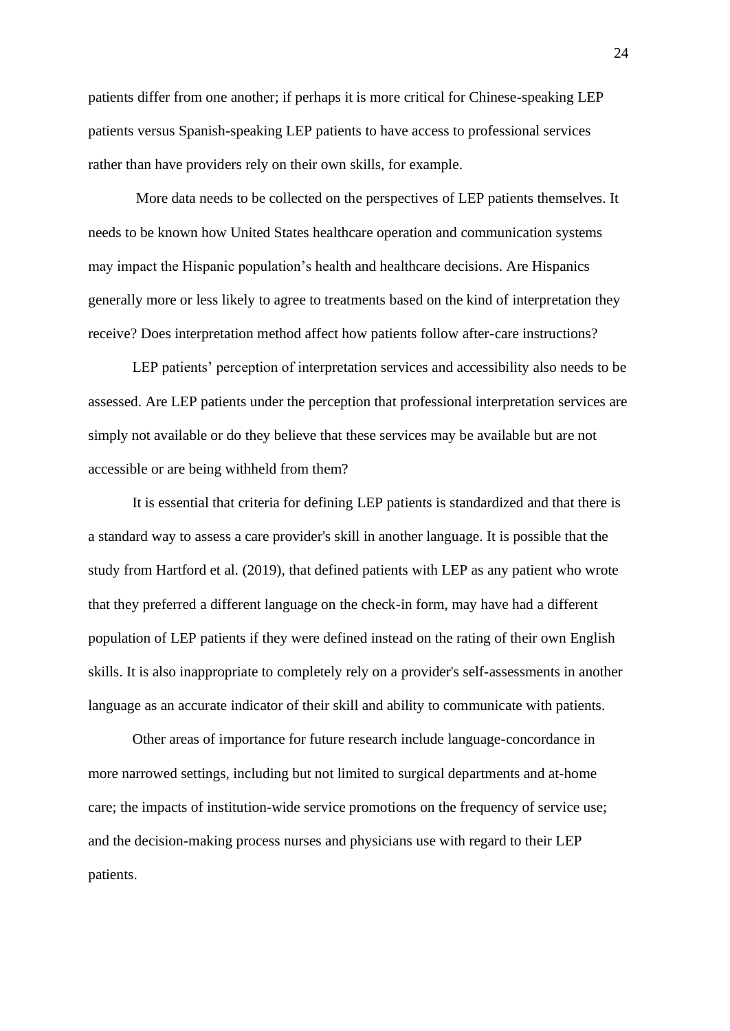patients differ from one another; if perhaps it is more critical for Chinese-speaking LEP patients versus Spanish-speaking LEP patients to have access to professional services rather than have providers rely on their own skills, for example.

More data needs to be collected on the perspectives of LEP patients themselves. It needs to be known how United States healthcare operation and communication systems may impact the Hispanic population's health and healthcare decisions. Are Hispanics generally more or less likely to agree to treatments based on the kind of interpretation they receive? Does interpretation method affect how patients follow after-care instructions?

LEP patients' perception of interpretation services and accessibility also needs to be assessed. Are LEP patients under the perception that professional interpretation services are simply not available or do they believe that these services may be available but are not accessible or are being withheld from them?

It is essential that criteria for defining LEP patients is standardized and that there is a standard way to assess a care provider's skill in another language. It is possible that the study from Hartford et al. (2019), that defined patients with LEP as any patient who wrote that they preferred a different language on the check-in form, may have had a different population of LEP patients if they were defined instead on the rating of their own English skills. It is also inappropriate to completely rely on a provider's self-assessments in another language as an accurate indicator of their skill and ability to communicate with patients.

Other areas of importance for future research include language-concordance in more narrowed settings, including but not limited to surgical departments and at-home care; the impacts of institution-wide service promotions on the frequency of service use; and the decision-making process nurses and physicians use with regard to their LEP patients.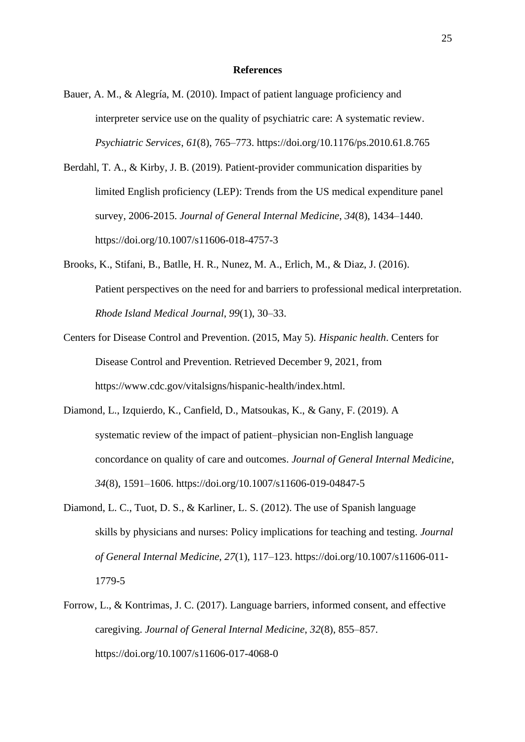## References

Bauer, A. M., & Alegría, M. (2010). Impact of patient language proficiency and interpreter service use on the quality of psychiatric care: A systematic review. *Psychiatric Services*, *61*(8), 765–773. https://doi.org/10.1176/ps.2010.61.8.765

Berdahl, T. A., & Kirby, J. B. (2019). Patient-provider communication disparities by limited English proficiency (LEP): Trends from the US medical expenditure panel survey, 2006-2015. *Journal of General Internal Medicine*, *34*(8), 1434–1440. https://doi.org/10.1007/s11606-018-4757-3

Brooks, K., Stifani, B., Batlle, H. R., Nunez, M. A., Erlich, M., & Diaz, J. (2016). Patient perspectives on the need for and barriers to professional medical interpretation. *Rhode Island Medical Journal*, *99*(1), 30–33.

Centers for Disease Control and Prevention. (2015, May 5). *Hispanic health*. Centers for Disease Control and Prevention. Retrieved December 9, 2021, from https://www.cdc.gov/vitalsigns/hispanic-health/index.html.

Diamond, L., Izquierdo, K., Canfield, D., Matsoukas, K., & Gany, F. (2019). A systematic review of the impact of patient–physician non-English language concordance on quality of care and outcomes. *Journal of General Internal Medicine*, *34*(8), 1591–1606. https://doi.org/10.1007/s11606-019-04847-5

Diamond, L. C., Tuot, D. S., & Karliner, L. S. (2012). The use of Spanish language skills by physicians and nurses: Policy implications for teaching and testing. *Journal of General Internal Medicine*, *27*(1), 117–123. https://doi.org/10.1007/s11606-011-1779-5

Forrow, L., & Kontrimas, J. C. (2017). Language barriers, informed consent, and effective caregiving. *Journal of General Internal Medicine*, *32*(8), 855–857. https://doi.org/10.1007/s11606-017-4068-0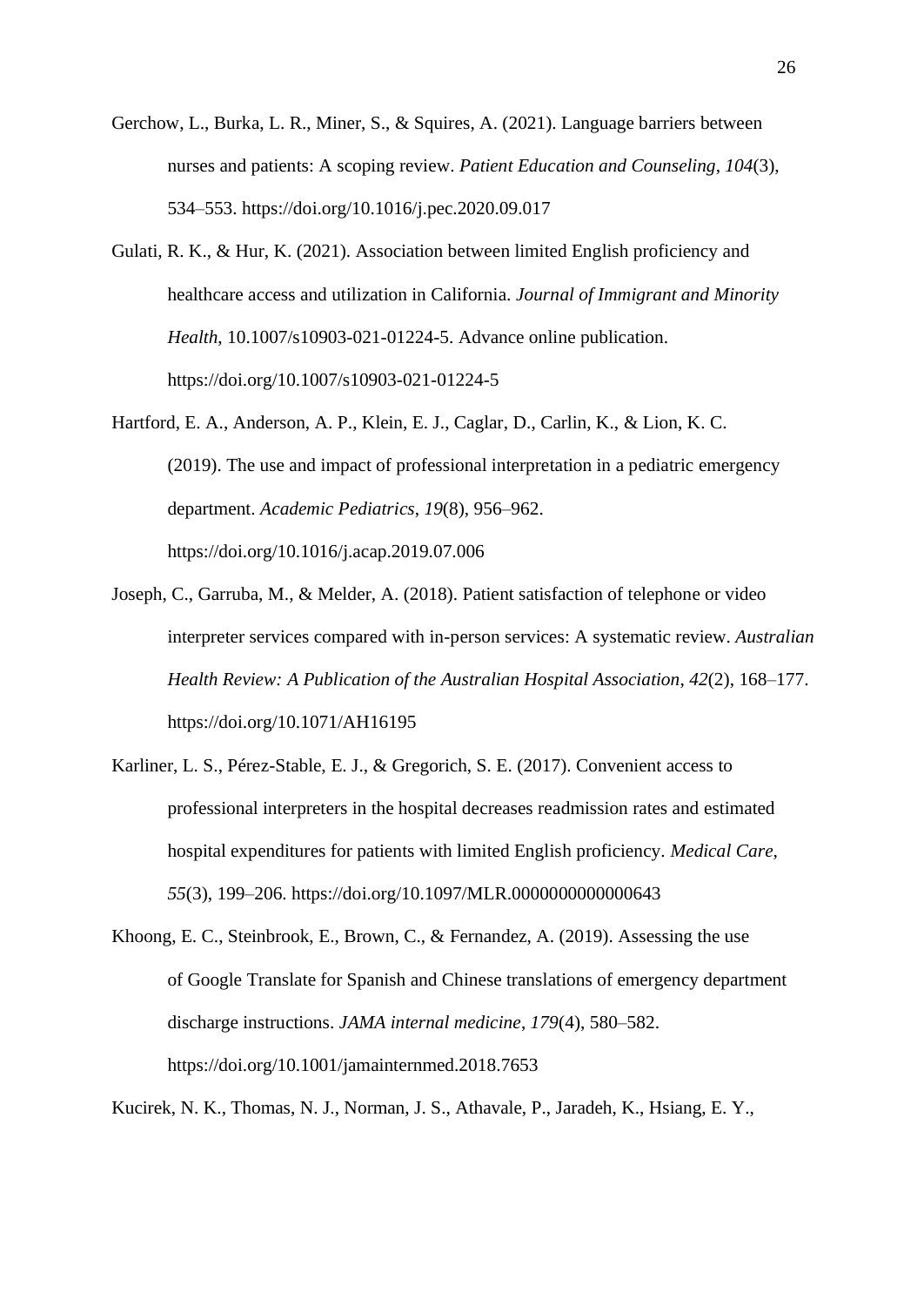Gerchow, L., Burka, L. R., Miner, S., & Squires, A. (2021). Language barriers between nurses and patients: A scoping review. *Patient Education and Counseling*, *104*(3), 534–553. https://doi.org/10.1016/j.pec.2020.09.017

Gulati, R. K., & Hur, K. (2021). Association between limited English proficiency and healthcare access and utilization in California. *Journal of Immigrant and Minority Health*, 10.1007/s10903-021-01224-5. Advance online publication. https://doi.org/10.1007/s10903-021-01224-5

Hartford, E. A., Anderson, A. P., Klein, E. J., Caglar, D., Carlin, K., & Lion, K. C. (2019). The use and impact of professional interpretation in a pediatric emergency department. *Academic Pediatrics*, *19*(8), 956–962. https://doi.org/10.1016/j.acap.2019.07.006

Joseph, C., Garruba, M., & Melder, A. (2018). Patient satisfaction of telephone or video interpreter services compared with in-person services: A systematic review. *Australian Health Review: A Publication of the Australian Hospital Association*, *42*(2), 168–177. https://doi.org/10.1071/AH16195

Karliner, L. S., Pérez-Stable, E. J., & Gregorich, S. E. (2017). Convenient access to professional interpreters in the hospital decreases readmission rates and estimated hospital expenditures for patients with limited English proficiency. *Medical Care*, *55*(3), 199–206. https://doi.org/10.1097/MLR.0000000000000643

Khoong, E. C., Steinbrook, E., Brown, C., & Fernandez, A. (2019). Assessing the use of Google Translate for Spanish and Chinese translations of emergency department discharge instructions. *JAMA internal medicine*, *179*(4), 580–582. https://doi.org/10.1001/jamainternmed.2018.7653

Kucirek, N. K., Thomas, N. J., Norman, J. S., Athavale, P., Jaradeh, K., Hsiang, E. Y.,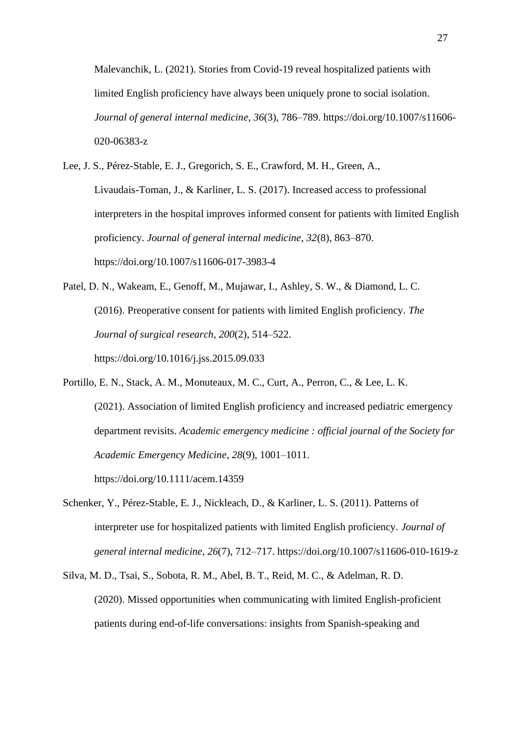Malevanchik, L. (2021). Stories from Covid-19 reveal hospitalized patients with limited English proficiency have always been uniquely prone to social isolation. *Journal of general internal medicine*, *36*(3), 786–789. https://doi.org/10.1007/s11606-020-06383-z

Lee, J. S., Pérez-Stable, E. J., Gregorich, S. E., Crawford, M. H., Green, A., Livaudais-Toman, J., & Karliner, L. S. (2017). Increased access to professional interpreters in the hospital improves informed consent for patients with limited English proficiency. *Journal of general internal medicine*, *32*(8), 863–870. https://doi.org/10.1007/s11606-017-3983-4

Patel, D. N., Wakeam, E., Genoff, M., Mujawar, I., Ashley, S. W., & Diamond, L. C. (2016). Preoperative consent for patients with limited English proficiency. *The Journal of surgical research*, *200*(2), 514–522. https://doi.org/10.1016/j.jss.2015.09.033

Portillo, E. N., Stack, A. M., Monuteaux, M. C., Curt, A., Perron, C., & Lee, L. K. (2021). Association of limited English proficiency and increased pediatric emergency department revisits. *Academic emergency medicine : official journal of the Society for Academic Emergency Medicine*, *28*(9), 1001–1011. https://doi.org/10.1111/acem.14359

Schenker, Y., Pérez-Stable, E. J., Nickleach, D., & Karliner, L. S. (2011). Patterns of interpreter use for hospitalized patients with limited English proficiency. *Journal of general internal medicine*, *26*(7), 712–717. https://doi.org/10.1007/s11606-010-1619-z

Silva, M. D., Tsai, S., Sobota, R. M., Abel, B. T., Reid, M. C., & Adelman, R. D. (2020). Missed opportunities when communicating with limited English-proficient patients during end-of-life conversations: insights from Spanish-speaking and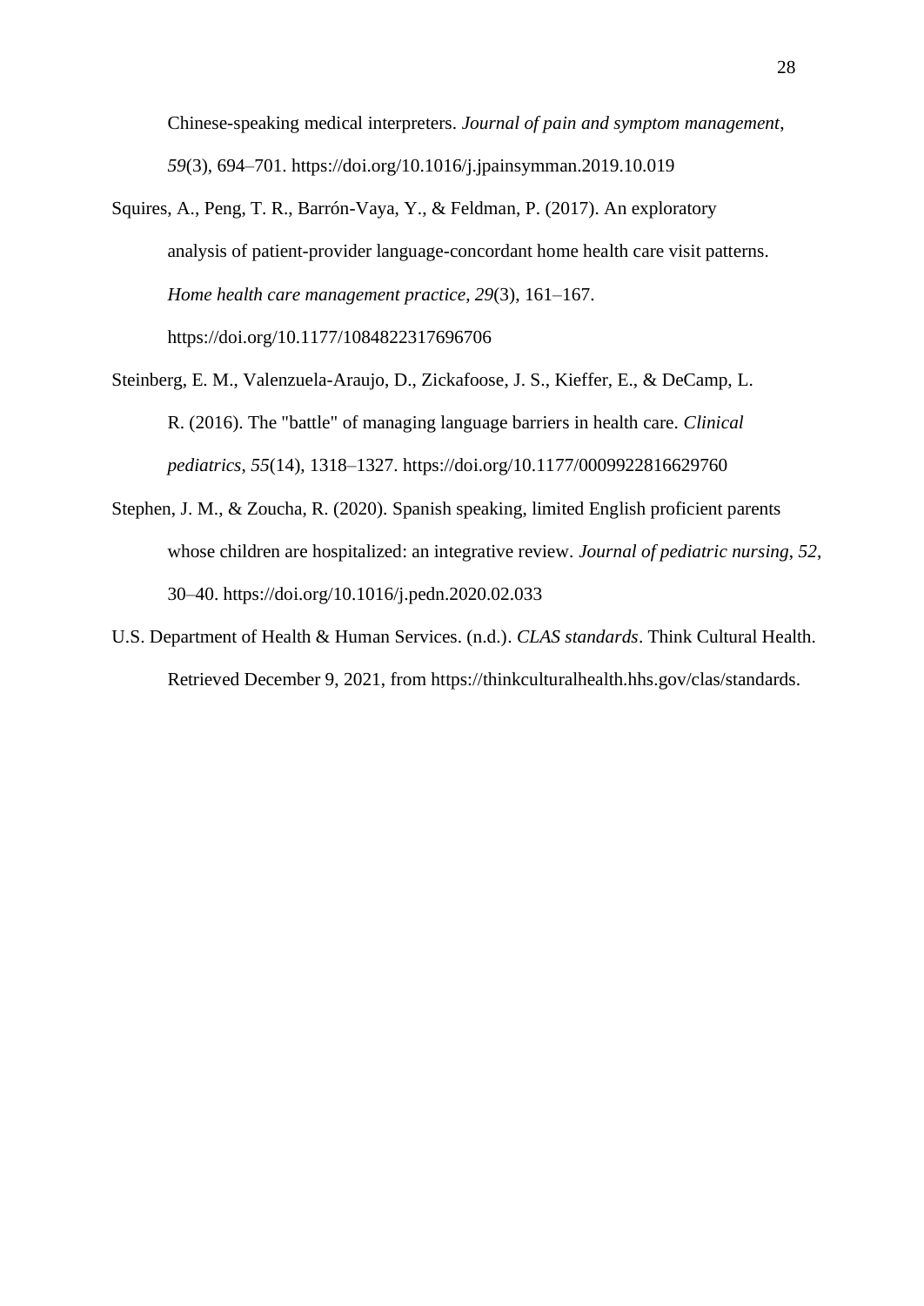Chinese-speaking medical interpreters. *Journal of pain and symptom management*, *59*(3), 694–701. https://doi.org/10.1016/j.jpainsymman.2019.10.019

Squires, A., Peng, T. R., Barrón-Vaya, Y., & Feldman, P. (2017). An exploratory analysis of patient-provider language-concordant home health care visit patterns. *Home health care management practice*, *29*(3), 161–167. https://doi.org/10.1177/1084822317696706

Steinberg, E. M., Valenzuela-Araujo, D., Zickafoose, J. S., Kieffer, E., & DeCamp, L. R. (2016). The "battle" of managing language barriers in health care. *Clinical pediatrics*, *55*(14), 1318–1327. https://doi.org/10.1177/0009922816629760

Stephen, J. M., & Zoucha, R. (2020). Spanish speaking, limited English proficient parents whose children are hospitalized: an integrative review. *Journal of pediatric nursing*, *52*, 30–40. https://doi.org/10.1016/j.pedn.2020.02.033

U.S. Department of Health & Human Services. (n.d.). *CLAS standards*. Think Cultural Health. Retrieved December 9, 2021, from https://thinkculturalhealth.hhs.gov/clas/standards.